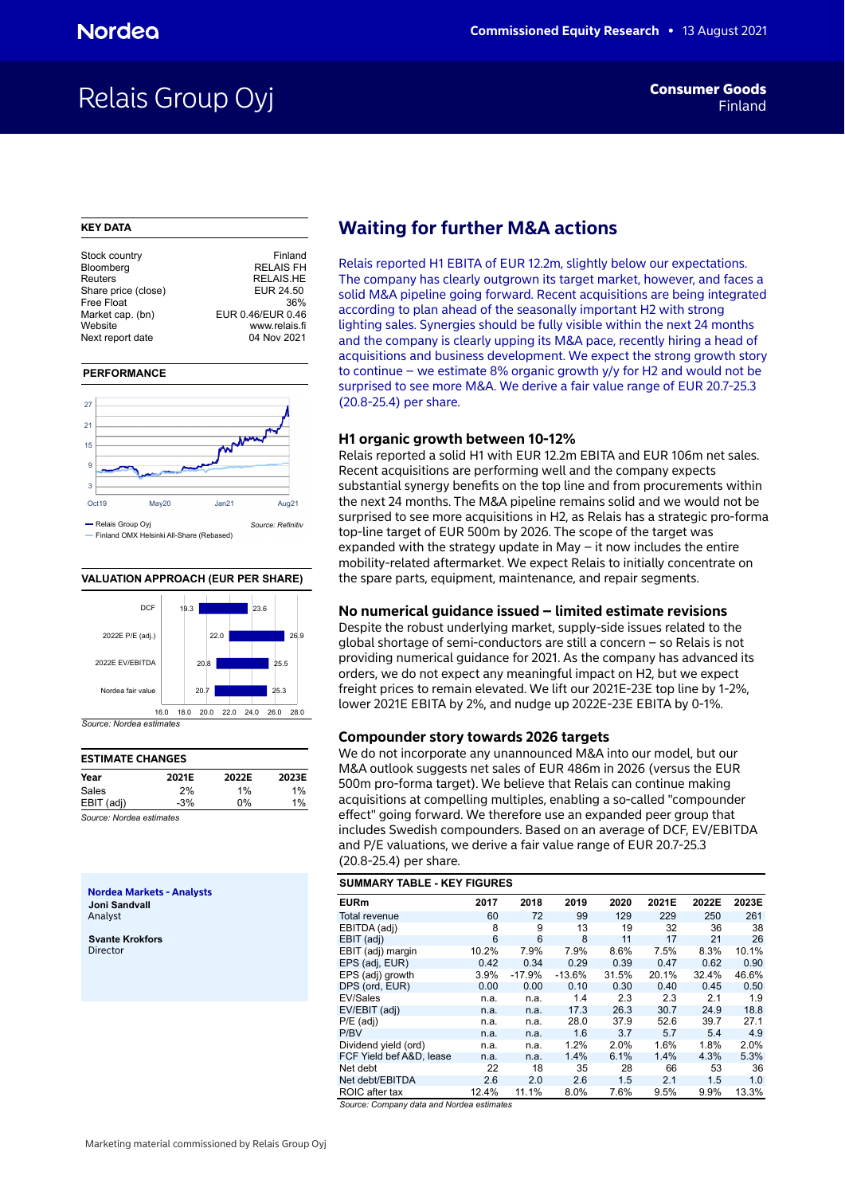Nordea

**Commissioned Equity Research** • 13 August 2021

# Relais Group Oyj

**Consumer Goods**
Finland

## KEY DATA

| | |
|---|---|
| Stock country | Finland |
| Bloomberg | RELAIS FH |
| Reuters | RELAIS.HE |
| Share price (close) | EUR 24.50 |
| Free Float | 36% |
| Market cap. (bn) | EUR 0.46/EUR 0.46 |
| Website | www.relais.fi |
| Next report date | 04 Nov 2021 |

## PERFORMANCE

— Relais Group Oyj
— Finland OMX Helsinki All-Share (Rebased)

Source: Refinitiv

## VALUATION APPROACH (EUR PER SHARE)

| | Low | High |
|---|---|---|
| DCF | 19.3 | 23.6 |
| 2022E P/E (adj.) | 22.0 | 26.9 |
| 2022E EV/EBITDA | 20.8 | 25.5 |
| Nordea fair value | 20.7 | 25.3 |

Source: Nordea estimates

## ESTIMATE CHANGES

| Year | 2021E | 2022E | 2023E |
|---|---|---|---|
| Sales | 2% | 1% | 1% |
| EBIT (adj) | -3% | 0% | 1% |

Source: Nordea estimates

**Nordea Markets - Analysts**

**Joni Sandvall**
Analyst

**Svante Krokfors**
Director

## Waiting for further M&A actions

Relais reported H1 EBITA of EUR 12.2m, slightly below our expectations. The company has clearly outgrown its target market, however, and faces a solid M&A pipeline going forward. Recent acquisitions are being integrated according to plan ahead of the seasonally important H2 with strong lighting sales. Synergies should be fully visible within the next 24 months and the company is clearly upping its M&A pace, recently hiring a head of acquisitions and business development. We expect the strong growth story to continue – we estimate 8% organic growth y/y for H2 and would not be surprised to see more M&A. We derive a fair value range of EUR 20.7-25.3 (20.8-25.4) per share.

### H1 organic growth between 10-12%

Relais reported a solid H1 with EUR 12.2m EBITA and EUR 106m net sales. Recent acquisitions are performing well and the company expects substantial synergy benefits on the top line and from procurements within the next 24 months. The M&A pipeline remains solid and we would not be surprised to see more acquisitions in H2, as Relais has a strategic pro-forma top-line target of EUR 500m by 2026. The scope of the target was expanded with the strategy update in May – it now includes the entire mobility-related aftermarket. We expect Relais to initially concentrate on the spare parts, equipment, maintenance, and repair segments.

### No numerical guidance issued – limited estimate revisions

Despite the robust underlying market, supply-side issues related to the global shortage of semi-conductors are still a concern – so Relais is not providing numerical guidance for 2021. As the company has advanced its orders, we do not expect any meaningful impact on H2, but we expect freight prices to remain elevated. We lift our 2021E-23E top line by 1-2%, lower 2021E EBITA by 2%, and nudge up 2022E-23E EBITA by 0-1%.

### Compounder story towards 2026 targets

We do not incorporate any unannounced M&A into our model, but our M&A outlook suggests net sales of EUR 486m in 2026 (versus the EUR 500m pro-forma target). We believe that Relais can continue making acquisitions at compelling multiples, enabling a so-called "compounder effect" going forward. We therefore use an expanded peer group that includes Swedish compounders. Based on an average of DCF, EV/EBITDA and P/E valuations, we derive a fair value range of EUR 20.7-25.3 (20.8-25.4) per share.

## SUMMARY TABLE - KEY FIGURES

| EURm | 2017 | 2018 | 2019 | 2020 | 2021E | 2022E | 2023E |
|---|---|---|---|---|---|---|---|
| Total revenue | 60 | 72 | 99 | 129 | 229 | 250 | 261 |
| EBITDA (adj) | 8 | 9 | 13 | 19 | 32 | 36 | 38 |
| EBIT (adj) | 6 | 6 | 8 | 11 | 17 | 21 | 26 |
| EBIT (adj) margin | 10.2% | 7.9% | 7.9% | 8.6% | 7.5% | 8.3% | 10.1% |
| EPS (adj, EUR) | 0.42 | 0.34 | 0.29 | 0.39 | 0.47 | 0.62 | 0.90 |
| EPS (adj) growth | 3.9% | -17.9% | -13.6% | 31.5% | 20.1% | 32.4% | 46.6% |
| DPS (ord, EUR) | 0.00 | 0.00 | 0.10 | 0.30 | 0.40 | 0.45 | 0.50 |
| EV/Sales | n.a. | n.a. | 1.4 | 2.3 | 2.3 | 2.1 | 1.9 |
| EV/EBIT (adj) | n.a. | n.a. | 17.3 | 26.3 | 30.7 | 24.9 | 18.8 |
| P/E (adj) | n.a. | n.a. | 28.0 | 37.9 | 52.6 | 39.7 | 27.1 |
| P/BV | n.a. | n.a. | 1.6 | 3.7 | 5.7 | 5.4 | 4.9 |
| Dividend yield (ord) | n.a. | n.a. | 1.2% | 2.0% | 1.6% | 1.8% | 2.0% |
| FCF Yield bef A&D, lease | n.a. | n.a. | 1.4% | 6.1% | 1.4% | 4.3% | 5.3% |
| Net debt | 22 | 18 | 35 | 28 | 66 | 53 | 36 |
| Net debt/EBITDA | 2.6 | 2.0 | 2.6 | 1.5 | 2.1 | 1.5 | 1.0 |
| ROIC after tax | 12.4% | 11.1% | 8.0% | 7.6% | 9.5% | 9.9% | 13.3% |

Source: Company data and Nordea estimates

Marketing material commissioned by Relais Group Oyj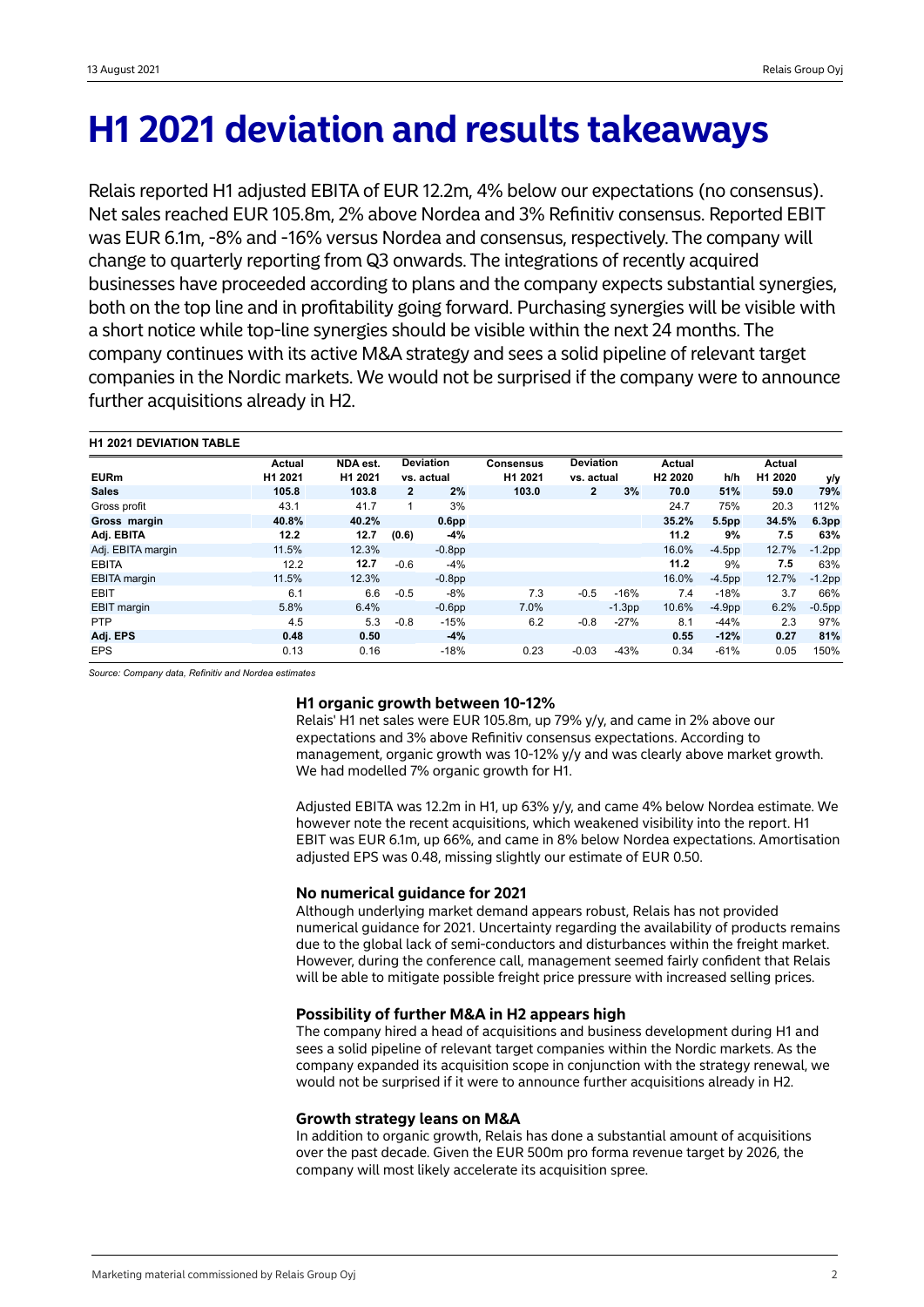# H1 2021 deviation and results takeaways

Relais reported H1 adjusted EBITA of EUR 12.2m, 4% below our expectations (no consensus). Net sales reached EUR 105.8m, 2% above Nordea and 3% Refinitiv consensus. Reported EBIT was EUR 6.1m, -8% and -16% versus Nordea and consensus, respectively. The company will change to quarterly reporting from Q3 onwards. The integrations of recently acquired businesses have proceeded according to plans and the company expects substantial synergies, both on the top line and in profitability going forward. Purchasing synergies will be visible with a short notice while top-line synergies should be visible within the next 24 months. The company continues with its active M&A strategy and sees a solid pipeline of relevant target companies in the Nordic markets. We would not be surprised if the company were to announce further acquisitions already in H2.

**H1 2021 DEVIATION TABLE**

| EURm | Actual H1 2021 | NDA est. H1 2021 | Deviation vs. actual | | Consensus H1 2021 | Deviation vs. actual | | Actual H2 2020 | h/h | Actual H1 2020 | y/y |
|---|---|---|---|---|---|---|---|---|---|---|---|
| **Sales** | **105.8** | **103.8** | **2** | **2%** | **103.0** | **2** | **3%** | **70.0** | **51%** | **59.0** | **79%** |
| Gross profit | 43.1 | 41.7 | 1 | 3% | | | | 24.7 | 75% | 20.3 | 112% |
| **Gross margin** | **40.8%** | **40.2%** | | **0.6pp** | | | | **35.2%** | **5.5pp** | **34.5%** | **6.3pp** |
| **Adj. EBITA** | **12.2** | **12.7** | **(0.6)** | **-4%** | | | | **11.2** | **9%** | **7.5** | **63%** |
| Adj. EBITA margin | 11.5% | 12.3% | | -0.8pp | | | | 16.0% | -4.5pp | 12.7% | -1.2pp |
| EBITA | 12.2 | **12.7** | -0.6 | -4% | | | | **11.2** | 9% | **7.5** | 63% |
| EBITA margin | 11.5% | 12.3% | | -0.8pp | | | | 16.0% | -4.5pp | 12.7% | -1.2pp |
| EBIT | 6.1 | 6.6 | -0.5 | -8% | 7.3 | -0.5 | -16% | 7.4 | -18% | 3.7 | 66% |
| EBIT margin | 5.8% | 6.4% | | -0.6pp | 7.0% | | -1.3pp | 10.6% | -4.9pp | 6.2% | -0.5pp |
| PTP | 4.5 | 5.3 | -0.8 | -15% | 6.2 | -0.8 | -27% | 8.1 | -44% | 2.3 | 97% |
| **Adj. EPS** | **0.48** | **0.50** | | **-4%** | | | | **0.55** | **-12%** | **0.27** | **81%** |
| EPS | 0.13 | 0.16 | | -18% | 0.23 | -0.03 | -43% | 0.34 | -61% | 0.05 | 150% |

*Source: Company data, Refinitiv and Nordea estimates*

### H1 organic growth between 10-12%

Relais' H1 net sales were EUR 105.8m, up 79% y/y, and came in 2% above our expectations and 3% above Refinitiv consensus expectations. According to management, organic growth was 10-12% y/y and was clearly above market growth. We had modelled 7% organic growth for H1.

Adjusted EBITA was 12.2m in H1, up 63% y/y, and came 4% below Nordea estimate. We however note the recent acquisitions, which weakened visibility into the report. H1 EBIT was EUR 6.1m, up 66%, and came in 8% below Nordea expectations. Amortisation adjusted EPS was 0.48, missing slightly our estimate of EUR 0.50.

### No numerical guidance for 2021

Although underlying market demand appears robust, Relais has not provided numerical guidance for 2021. Uncertainty regarding the availability of products remains due to the global lack of semi-conductors and disturbances within the freight market. However, during the conference call, management seemed fairly confident that Relais will be able to mitigate possible freight price pressure with increased selling prices.

### Possibility of further M&A in H2 appears high

The company hired a head of acquisitions and business development during H1 and sees a solid pipeline of relevant target companies within the Nordic markets. As the company expanded its acquisition scope in conjunction with the strategy renewal, we would not be surprised if it were to announce further acquisitions already in H2.

### Growth strategy leans on M&A

In addition to organic growth, Relais has done a substantial amount of acquisitions over the past decade. Given the EUR 500m pro forma revenue target by 2026, the company will most likely accelerate its acquisition spree.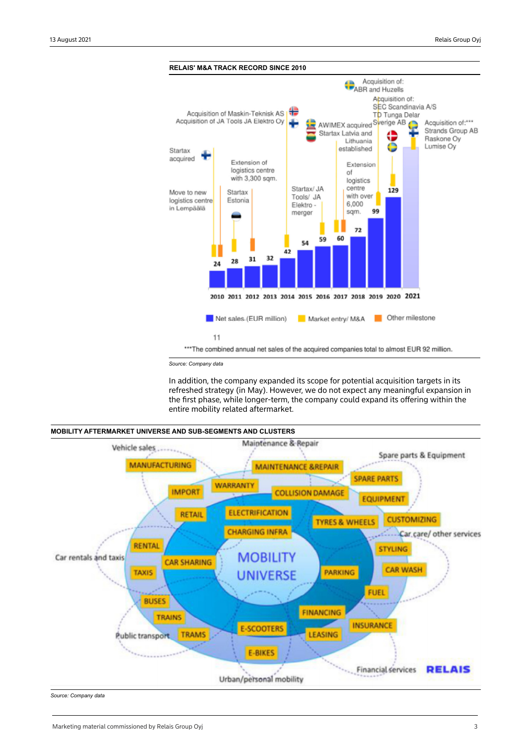**RELAIS' M&A TRACK RECORD SINCE 2010**

| Year | Net sales (EUR million) |
|---|---|
| 2010 | 24 |
| 2011 | 28 |
| 2012 | 31 |
| 2013 | 32 |
| 2014 | 42 |
| 2015 | 54 |
| 2016 | 59 |
| 2017 | 60 |
| 2018 | 72 |
| 2019 | 99 |
| 2020 | 129 |
| 2021 | |

Milestones shown in the chart (Market entry/ M&A; Other milestone):

- Startax acquired
- Move to new logistics centre in Lempäälä
- Extension of logistics centre with 3,300 sqm.
- Startax Estonia
- Acquisition of Maskin-Teknisk AS
- Acquisition of JA Tools JA Elektro Oy
- Startax/ JA Tools/ JA Elektro - merger
- AWIMEX acquired
- Startax Latvia and Lithuania established
- Extension of logistics centre with over 6,000 sqm.
- Acquisition of: SEC Scandinavia A/S, TD Tunga Delar Sverige AB
- Acquisition of: ABR and Huzells
- Acquisition of:*** Strands Group AB, Raskone Oy, Lumise Oy

Net sales (EUR million) | Market entry/ M&A | Other milestone

11

***The combined annual net sales of the acquired companies total to almost EUR 92 million.

*Source: Company data*

In addition, the company expanded its scope for potential acquisition targets in its refreshed strategy (in May). However, we do not expect any meaningful expansion in the first phase, while longer-term, the company could expand its offering within the entire mobility related aftermarket.

**MOBILITY AFTERMARKET UNIVERSE AND SUB-SEGMENTS AND CLUSTERS**

*Source: Company data*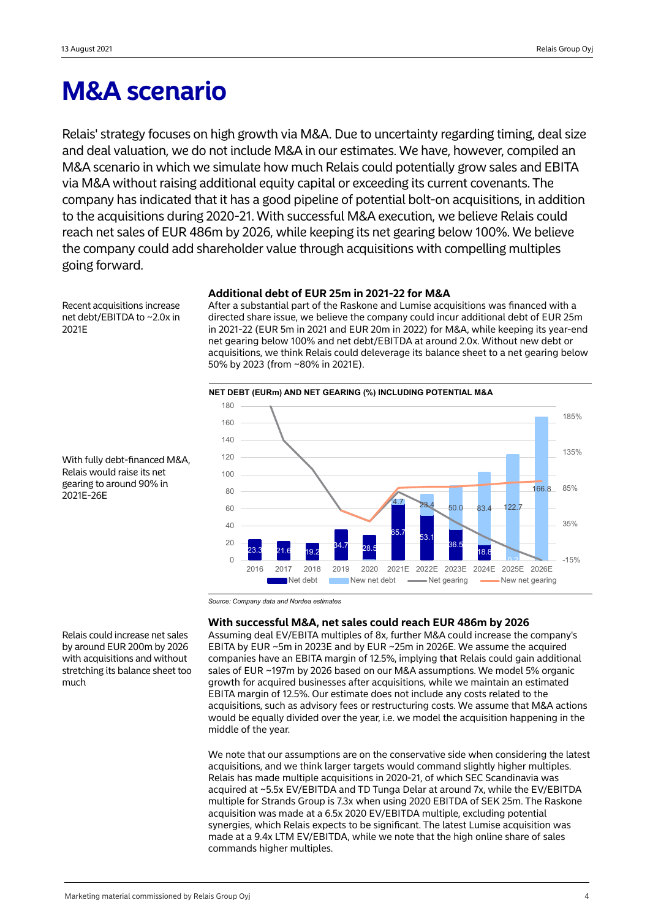# M&A scenario

Relais' strategy focuses on high growth via M&A. Due to uncertainty regarding timing, deal size and deal valuation, we do not include M&A in our estimates. We have, however, compiled an M&A scenario in which we simulate how much Relais could potentially grow sales and EBITA via M&A without raising additional equity capital or exceeding its current covenants. The company has indicated that it has a good pipeline of potential bolt-on acquisitions, in addition to the acquisitions during 2020-21. With successful M&A execution, we believe Relais could reach net sales of EUR 486m by 2026, while keeping its net gearing below 100%. We believe the company could add shareholder value through acquisitions with compelling multiples going forward.

Recent acquisitions increase net debt/EBITDA to ~2.0x in 2021E

### Additional debt of EUR 25m in 2021-22 for M&A

After a substantial part of the Raskone and Lumise acquisitions was financed with a directed share issue, we believe the company could incur additional debt of EUR 25m in 2021-22 (EUR 5m in 2021 and EUR 20m in 2022) for M&A, while keeping its year-end net gearing below 100% and net debt/EBITDA at around 2.0x. Without new debt or acquisitions, we think Relais could deleverage its balance sheet to a net gearing below 50% by 2023 (from ~80% in 2021E).

With fully debt-financed M&A, Relais would raise its net gearing to around 90% in 2021E-26E

**NET DEBT (EURm) AND NET GEARING (%) INCLUDING POTENTIAL M&A**

| | 2016 | 2017 | 2018 | 2019 | 2020 | 2021E | 2022E | 2023E | 2024E | 2025E | 2026E |
|---|---|---|---|---|---|---|---|---|---|---|---|
| Net debt | 23.3 | 21.6 | 19.2 | 34.7 | 28.5 | 65.7 | 53.1 | 36.5 | 18.8 | 0.2 | |
| New net debt | | | | | | 4.7 | 23.4 | 50.0 | 83.4 | 122.7 | 166.8 |

Source: Company data and Nordea estimates

Relais could increase net sales by around EUR 200m by 2026 with acquisitions and without stretching its balance sheet too much

### With successful M&A, net sales could reach EUR 486m by 2026

Assuming deal EV/EBITA multiples of 8x, further M&A could increase the company's EBITA by EUR ~5m in 2023E and by EUR ~25m in 2026E. We assume the acquired companies have an EBITA margin of 12.5%, implying that Relais could gain additional sales of EUR ~197m by 2026 based on our M&A assumptions. We model 5% organic growth for acquired businesses after acquisitions, while we maintain an estimated EBITA margin of 12.5%. Our estimate does not include any costs related to the acquisitions, such as advisory fees or restructuring costs. We assume that M&A actions would be equally divided over the year, i.e. we model the acquisition happening in the middle of the year.

We note that our assumptions are on the conservative side when considering the latest acquisitions, and we think larger targets would command slightly higher multiples. Relais has made multiple acquisitions in 2020-21, of which SEC Scandinavia was acquired at ~5.5x EV/EBITDA and TD Tunga Delar at around 7x, while the EV/EBITDA multiple for Strands Group is 7.3x when using 2020 EBITDA of SEK 25m. The Raskone acquisition was made at a 6.5x 2020 EV/EBITDA multiple, excluding potential synergies, which Relais expects to be significant. The latest Lumise acquisition was made at a 9.4x LTM EV/EBITDA, while we note that the high online share of sales commands higher multiples.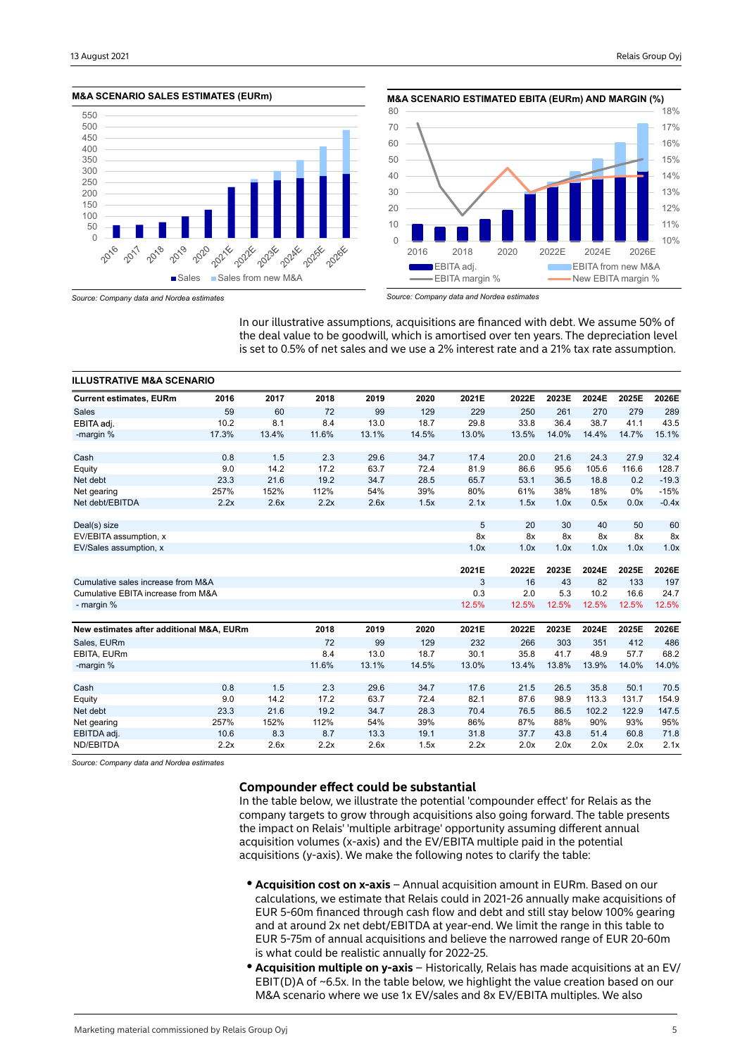**M&A SCENARIO SALES ESTIMATES (EURm)**

*Source: Company data and Nordea estimates*

**M&A SCENARIO ESTIMATED EBITA (EURm) AND MARGIN (%)**

*Source: Company data and Nordea estimates*

In our illustrative assumptions, acquisitions are financed with debt. We assume 50% of the deal value to be goodwill, which is amortised over ten years. The depreciation level is set to 0.5% of net sales and we use a 2% interest rate and a 21% tax rate assumption.

**ILLUSTRATIVE M&A SCENARIO**

| Current estimates, EURm | 2016 | 2017 | 2018 | 2019 | 2020 | 2021E | 2022E | 2023E | 2024E | 2025E | 2026E |
|---|---|---|---|---|---|---|---|---|---|---|---|
| Sales | 59 | 60 | 72 | 99 | 129 | 229 | 250 | 261 | 270 | 279 | 289 |
| EBITA adj. | 10.2 | 8.1 | 8.4 | 13.0 | 18.7 | 29.8 | 33.8 | 36.4 | 38.7 | 41.1 | 43.5 |
| -margin % | 17.3% | 13.4% | 11.6% | 13.1% | 14.5% | 13.0% | 13.5% | 14.0% | 14.4% | 14.7% | 15.1% |
| | | | | | | | | | | | |
| Cash | 0.8 | 1.5 | 2.3 | 29.6 | 34.7 | 17.4 | 20.0 | 21.6 | 24.3 | 27.9 | 32.4 |
| Equity | 9.0 | 14.2 | 17.2 | 63.7 | 72.4 | 81.9 | 86.6 | 95.6 | 105.6 | 116.6 | 128.7 |
| Net debt | 23.3 | 21.6 | 19.2 | 34.7 | 28.5 | 65.7 | 53.1 | 36.5 | 18.8 | 0.2 | -19.3 |
| Net gearing | 257% | 152% | 112% | 54% | 39% | 80% | 61% | 38% | 18% | 0% | -15% |
| Net debt/EBITDA | 2.2x | 2.6x | 2.2x | 2.6x | 1.5x | 2.1x | 1.5x | 1.0x | 0.5x | 0.0x | -0.4x |
| | | | | | | | | | | | |
| Deal(s) size | | | | | | 5 | 20 | 30 | 40 | 50 | 60 |
| EV/EBITA assumption, x | | | | | | 8x | 8x | 8x | 8x | 8x | 8x |
| EV/Sales assumption, x | | | | | | 1.0x | 1.0x | 1.0x | 1.0x | 1.0x | 1.0x |
| | | | | | | | | | | | |
| | | | | | | 2021E | 2022E | 2023E | 2024E | 2025E | 2026E |
| Cumulative sales increase from M&A | | | | | | 3 | 16 | 43 | 82 | 133 | 197 |
| Cumulative EBITA increase from M&A | | | | | | 0.3 | 2.0 | 5.3 | 10.2 | 16.6 | 24.7 |
| - margin % | | | | | | 12.5% | 12.5% | 12.5% | 12.5% | 12.5% | 12.5% |
| | | | | | | | | | | | |
| **New estimates after additional M&A, EURm** | | | 2018 | 2019 | 2020 | 2021E | 2022E | 2023E | 2024E | 2025E | 2026E |
| Sales, EURm | | | 72 | 99 | 129 | 232 | 266 | 303 | 351 | 412 | 486 |
| EBITA, EURm | | | 8.4 | 13.0 | 18.7 | 30.1 | 35.8 | 41.7 | 48.9 | 57.7 | 68.2 |
| -margin % | | | 11.6% | 13.1% | 14.5% | 13.0% | 13.4% | 13.8% | 13.9% | 14.0% | 14.0% |
| | | | | | | | | | | | |
| Cash | 0.8 | 1.5 | 2.3 | 29.6 | 34.7 | 17.6 | 21.5 | 26.5 | 35.8 | 50.1 | 70.5 |
| Equity | 9.0 | 14.2 | 17.2 | 63.7 | 72.4 | 82.1 | 87.6 | 98.9 | 113.3 | 131.7 | 154.9 |
| Net debt | 23.3 | 21.6 | 19.2 | 34.7 | 28.3 | 70.4 | 76.5 | 86.5 | 102.2 | 122.9 | 147.5 |
| Net gearing | 257% | 152% | 112% | 54% | 39% | 86% | 87% | 88% | 90% | 93% | 95% |
| EBITDA adj. | 10.6 | 8.3 | 8.7 | 13.3 | 19.1 | 31.8 | 37.7 | 43.8 | 51.4 | 60.8 | 71.8 |
| ND/EBITDA | 2.2x | 2.6x | 2.2x | 2.6x | 1.5x | 2.2x | 2.0x | 2.0x | 2.0x | 2.0x | 2.1x |

*Source: Company data and Nordea estimates*

## Compounder effect could be substantial

In the table below, we illustrate the potential 'compounder effect' for Relais as the company targets to grow through acquisitions also going forward. The table presents the impact on Relais' 'multiple arbitrage' opportunity assuming different annual acquisition volumes (x-axis) and the EV/EBITA multiple paid in the potential acquisitions (y-axis). We make the following notes to clarify the table:

- **Acquisition cost on x-axis** – Annual acquisition amount in EURm. Based on our calculations, we estimate that Relais could in 2021-26 annually make acquisitions of EUR 5-60m financed through cash flow and debt and still stay below 100% gearing and at around 2x net debt/EBITDA at year-end. We limit the range in this table to EUR 5-75m of annual acquisitions and believe the narrowed range of EUR 20-60m is what could be realistic annually for 2022-25.
- **Acquisition multiple on y-axis** – Historically, Relais has made acquisitions at an EV/EBIT(D)A of ~6.5x. In the table below, we highlight the value creation based on our M&A scenario where we use 1x EV/sales and 8x EV/EBITA multiples. We also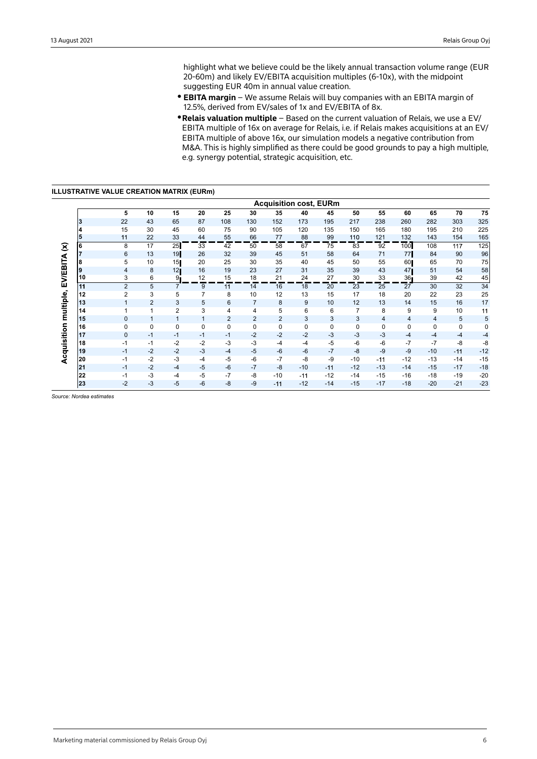highlight what we believe could be the likely annual transaction volume range (EUR 20-60m) and likely EV/EBITA acquisition multiples (6-10x), with the midpoint suggesting EUR 40m in annual value creation.

- **EBITA margin** – We assume Relais will buy companies with an EBITA margin of 12.5%, derived from EV/sales of 1x and EV/EBITA of 8x.
- **Relais valuation multiple** – Based on the current valuation of Relais, we use a EV/EBITA multiple of 16x on average for Relais, i.e. if Relais makes acquisitions at an EV/EBITA multiple of above 16x, our simulation models a negative contribution from M&A. This is highly simplified as there could be good grounds to pay a high multiple, e.g. synergy potential, strategic acquisition, etc.

**ILLUSTRATIVE VALUE CREATION MATRIX (EURm)**

| Acquisition multiple, EV/EBITA (x) | Acquisition cost, EURm | | | | | | | | | | | | | | |
|---|---|---|---|---|---|---|---|---|---|---|---|---|---|---|---|
| | 5 | 10 | 15 | 20 | 25 | 30 | 35 | 40 | 45 | 50 | 55 | 60 | 65 | 70 | 75 |
| 3 | 22 | 43 | 65 | 87 | 108 | 130 | 152 | 173 | 195 | 217 | 238 | 260 | 282 | 303 | 325 |
| 4 | 15 | 30 | 45 | 60 | 75 | 90 | 105 | 120 | 135 | 150 | 165 | 180 | 195 | 210 | 225 |
| 5 | 11 | 22 | 33 | 44 | 55 | 66 | 77 | 88 | 99 | 110 | 121 | 132 | 143 | 154 | 165 |
| 6 | 8 | 17 | 25 | 33 | 42 | 50 | 58 | 67 | 75 | 83 | 92 | 100 | 108 | 117 | 125 |
| 7 | 6 | 13 | 19 | 26 | 32 | 39 | 45 | 51 | 58 | 64 | 71 | 77 | 84 | 90 | 96 |
| 8 | 5 | 10 | 15 | 20 | 25 | 30 | 35 | 40 | 45 | 50 | 55 | 60 | 65 | 70 | 75 |
| 9 | 4 | 8 | 12 | 16 | 19 | 23 | 27 | 31 | 35 | 39 | 43 | 47 | 51 | 54 | 58 |
| 10 | 3 | 6 | 9 | 12 | 15 | 18 | 21 | 24 | 27 | 30 | 33 | 36 | 39 | 42 | 45 |
| 11 | 2 | 5 | 7 | 9 | 11 | 14 | 16 | 18 | 20 | 23 | 25 | 27 | 30 | 32 | 34 |
| 12 | 2 | 3 | 5 | 7 | 8 | 10 | 12 | 13 | 15 | 17 | 18 | 20 | 22 | 23 | 25 |
| 13 | 1 | 2 | 3 | 5 | 6 | 7 | 8 | 9 | 10 | 12 | 13 | 14 | 15 | 16 | 17 |
| 14 | 1 | 1 | 2 | 3 | 4 | 4 | 5 | 6 | 6 | 7 | 8 | 9 | 9 | 10 | 11 |
| 15 | 0 | 1 | 1 | 1 | 2 | 2 | 2 | 3 | 3 | 3 | 4 | 4 | 4 | 5 | 5 |
| 16 | 0 | 0 | 0 | 0 | 0 | 0 | 0 | 0 | 0 | 0 | 0 | 0 | 0 | 0 | 0 |
| 17 | 0 | -1 | -1 | -1 | -1 | -2 | -2 | -2 | -3 | -3 | -3 | -4 | -4 | -4 | -4 |
| 18 | -1 | -1 | -2 | -2 | -3 | -3 | -4 | -4 | -5 | -6 | -6 | -7 | -7 | -8 | -8 |
| 19 | -1 | -2 | -2 | -3 | -4 | -5 | -6 | -6 | -7 | -8 | -9 | -9 | -10 | -11 | -12 |
| 20 | -1 | -2 | -3 | -4 | -5 | -6 | -7 | -8 | -9 | -10 | -11 | -12 | -13 | -14 | -15 |
| 21 | -1 | -2 | -4 | -5 | -6 | -7 | -8 | -10 | -11 | -12 | -13 | -14 | -15 | -17 | -18 |
| 22 | -1 | -3 | -4 | -5 | -7 | -8 | -10 | -11 | -12 | -14 | -15 | -16 | -18 | -19 | -20 |
| 23 | -2 | -3 | -5 | -6 | -8 | -9 | -11 | -12 | -14 | -15 | -17 | -18 | -20 | -21 | -23 |

*Source: Nordea estimates*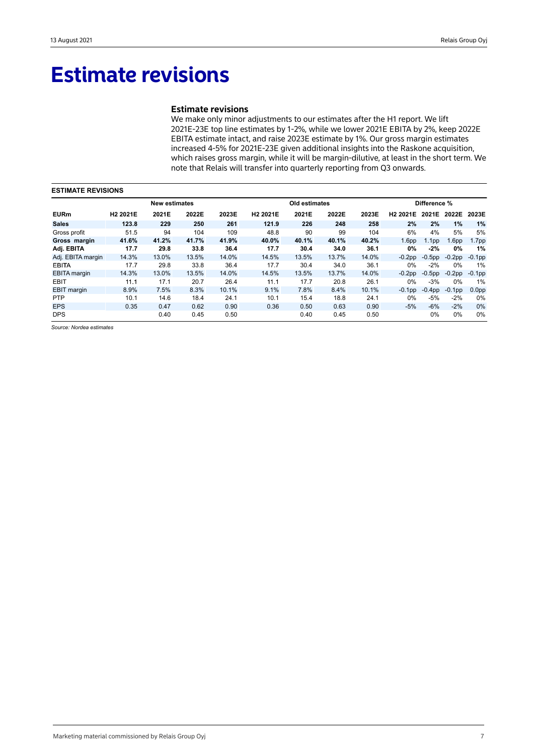# Estimate revisions

### Estimate revisions

We make only minor adjustments to our estimates after the H1 report. We lift 2021E-23E top line estimates by 1-2%, while we lower 2021E EBITA by 2%, keep 2022E EBITA estimate intact, and raise 2023E estimate by 1%. Our gross margin estimates increased 4-5% for 2021E-23E given additional insights into the Raskone acquisition, which raises gross margin, while it will be margin-dilutive, at least in the short term. We note that Relais will transfer into quarterly reporting from Q3 onwards.

**ESTIMATE REVISIONS**

| | New estimates | | | | Old estimates | | | | Difference % | | | |
|---|---|---|---|---|---|---|---|---|---|---|---|---|
| **EURm** | **H2 2021E** | **2021E** | **2022E** | **2023E** | **H2 2021E** | **2021E** | **2022E** | **2023E** | **H2 2021E** | **2021E** | **2022E** | **2023E** |
| **Sales** | **123.8** | **229** | **250** | **261** | **121.9** | **226** | **248** | **258** | **2%** | **2%** | **1%** | **1%** |
| Gross profit | 51.5 | 94 | 104 | 109 | 48.8 | 90 | 99 | 104 | 6% | 4% | 5% | 5% |
| **Gross margin** | **41.6%** | **41.2%** | **41.7%** | **41.9%** | **40.0%** | **40.1%** | **40.1%** | **40.2%** | 1.6pp | 1.1pp | 1.6pp | 1.7pp |
| **Adj. EBITA** | **17.7** | **29.8** | **33.8** | **36.4** | **17.7** | **30.4** | **34.0** | **36.1** | **0%** | **-2%** | **0%** | **1%** |
| Adj. EBITA margin | 14.3% | 13.0% | 13.5% | 14.0% | 14.5% | 13.5% | 13.7% | 14.0% | -0.2pp | -0.5pp | -0.2pp | -0.1pp |
| EBITA | 17.7 | 29.8 | 33.8 | 36.4 | 17.7 | 30.4 | 34.0 | 36.1 | 0% | -2% | 0% | 1% |
| EBITA margin | 14.3% | 13.0% | 13.5% | 14.0% | 14.5% | 13.5% | 13.7% | 14.0% | -0.2pp | -0.5pp | -0.2pp | -0.1pp |
| EBIT | 11.1 | 17.1 | 20.7 | 26.4 | 11.1 | 17.7 | 20.8 | 26.1 | 0% | -3% | 0% | 1% |
| EBIT margin | 8.9% | 7.5% | 8.3% | 10.1% | 9.1% | 7.8% | 8.4% | 10.1% | -0.1pp | -0.4pp | -0.1pp | 0.0pp |
| PTP | 10.1 | 14.6 | 18.4 | 24.1 | 10.1 | 15.4 | 18.8 | 24.1 | 0% | -5% | -2% | 0% |
| EPS | 0.35 | 0.47 | 0.62 | 0.90 | 0.36 | 0.50 | 0.63 | 0.90 | -5% | -6% | -2% | 0% |
| DPS | | 0.40 | 0.45 | 0.50 | | 0.40 | 0.45 | 0.50 | | 0% | 0% | 0% |

*Source: Nordea estimates*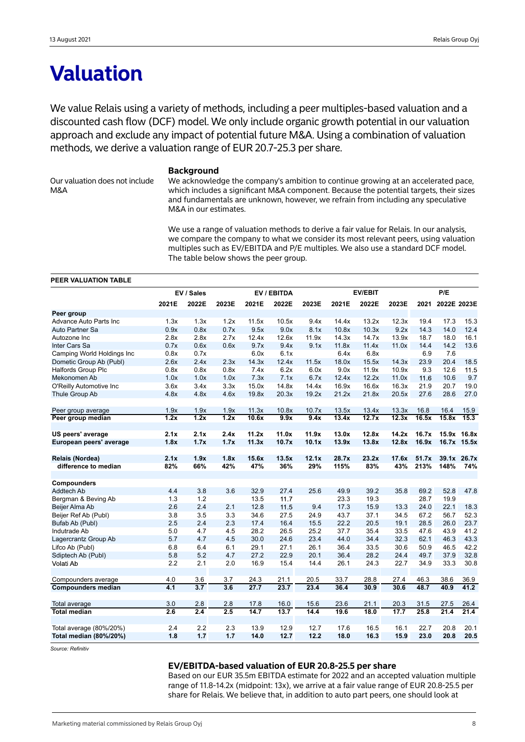# Valuation

We value Relais using a variety of methods, including a peer multiples-based valuation and a discounted cash flow (DCF) model. We only include organic growth potential in our valuation approach and exclude any impact of potential future M&A. Using a combination of valuation methods, we derive a valuation range of EUR 20.7-25.3 per share.

### Background

Our valuation does not include M&A

We acknowledge the company's ambition to continue growing at an accelerated pace, which includes a significant M&A component. Because the potential targets, their sizes and fundamentals are unknown, however, we refrain from including any speculative M&A in our estimates.

We use a range of valuation methods to derive a fair value for Relais. In our analysis, we compare the company to what we consider its most relevant peers, using valuation multiples such as EV/EBITDA and P/E multiples. We also use a standard DCF model. The table below shows the peer group.

**PEER VALUATION TABLE**

| | EV / Sales | | | EV / EBITDA | | | EV/EBIT | | | P/E | | |
|---|---|---|---|---|---|---|---|---|---|---|---|---|
| | 2021E | 2022E | 2023E | 2021E | 2022E | 2023E | 2021E | 2022E | 2023E | 2021 | 2022E | 2023E |
| **Peer group** | | | | | | | | | | | | |
| Advance Auto Parts Inc | 1.3x | 1.3x | 1.2x | 11.5x | 10.5x | 9.4x | 14.4x | 13.2x | 12.3x | 19.4 | 17.3 | 15.3 |
| Auto Partner Sa | 0.9x | 0.8x | 0.7x | 9.5x | 9.0x | 8.1x | 10.8x | 10.3x | 9.2x | 14.3 | 14.0 | 12.4 |
| Autozone Inc | 2.8x | 2.8x | 2.7x | 12.4x | 12.6x | 11.9x | 14.3x | 14.7x | 13.9x | 18.7 | 18.0 | 16.1 |
| Inter Cars Sa | 0.7x | 0.6x | 0.6x | 9.7x | 9.4x | 9.1x | 11.8x | 11.4x | 11.0x | 14.4 | 14.2 | 13.6 |
| Camping World Holdings Inc | 0.8x | 0.7x | | 6.0x | 6.1x | | 6.4x | 6.8x | | 6.9 | 7.6 | |
| Dometic Group Ab (Publ) | 2.6x | 2.4x | 2.3x | 14.3x | 12.4x | 11.5x | 18.0x | 15.5x | 14.3x | 23.9 | 20.4 | 18.5 |
| Halfords Group Plc | 0.8x | 0.8x | 0.8x | 7.4x | 6.2x | 6.0x | 9.0x | 11.9x | 10.9x | 9.3 | 12.6 | 11.5 |
| Mekonomen Ab | 1.0x | 1.0x | 1.0x | 7.3x | 7.1x | 6.7x | 12.4x | 12.2x | 11.0x | 11.6 | 10.6 | 9.7 |
| O'Reilly Automotive Inc | 3.6x | 3.4x | 3.3x | 15.0x | 14.8x | 14.4x | 16.9x | 16.6x | 16.3x | 21.9 | 20.7 | 19.0 |
| Thule Group Ab | 4.8x | 4.8x | 4.6x | 19.8x | 20.3x | 19.2x | 21.2x | 21.8x | 20.5x | 27.6 | 28.6 | 27.0 |
| | | | | | | | | | | | | |
| Peer group average | 1.9x | 1.9x | 1.9x | 11.3x | 10.8x | 10.7x | 13.5x | 13.4x | 13.3x | 16.8 | 16.4 | 15.9 |
| **Peer group median** | **1.2x** | **1.2x** | **1.2x** | **10.6x** | **9.9x** | **9.4x** | **13.4x** | **12.7x** | **12.3x** | **16.5x** | **15.8x** | **15.3** |
| | | | | | | | | | | | | |
| **US peers' average** | **2.1x** | **2.1x** | **2.4x** | **11.2x** | **11.0x** | **11.9x** | **13.0x** | **12.8x** | **14.2x** | **16.7x** | **15.9x** | **16.8x** |
| **European peers' average** | **1.8x** | **1.7x** | **1.7x** | **11.3x** | **10.7x** | **10.1x** | **13.9x** | **13.8x** | **12.8x** | **16.9x** | **16.7x** | **15.5x** |
| | | | | | | | | | | | | |
| **Relais (Nordea)** | **2.1x** | **1.9x** | **1.8x** | **15.6x** | **13.5x** | **12.1x** | **28.7x** | **23.2x** | **17.6x** | **51.7x** | **39.1x** | **26.7x** |
| **difference to median** | **82%** | **66%** | **42%** | **47%** | **36%** | **29%** | **115%** | **83%** | **43%** | **213%** | **148%** | **74%** |
| | | | | | | | | | | | | |
| **Compounders** | | | | | | | | | | | | |
| Addtech Ab | 4.4 | 3.8 | 3.6 | 32.9 | 27.4 | 25.6 | 49.9 | 39.2 | 35.8 | 69.2 | 52.8 | 47.8 |
| Bergman & Beving Ab | 1.3 | 1.2 | | 13.5 | 11.7 | | 23.3 | 19.3 | | 28.7 | 19.9 | |
| Beijer Alma Ab | 2.6 | 2.4 | 2.1 | 12.8 | 11.5 | 9.4 | 17.3 | 15.9 | 13.3 | 24.0 | 22.1 | 18.3 |
| Beijer Ref Ab (Publ) | 3.8 | 3.5 | 3.3 | 34.6 | 27.5 | 24.9 | 43.7 | 37.1 | 34.5 | 67.2 | 56.7 | 52.3 |
| Bufab Ab (Publ) | 2.5 | 2.4 | 2.3 | 17.4 | 16.4 | 15.5 | 22.2 | 20.5 | 19.1 | 28.5 | 26.0 | 23.7 |
| Indutrade Ab | 5.0 | 4.7 | 4.5 | 28.2 | 26.5 | 25.2 | 37.7 | 35.4 | 33.5 | 47.6 | 43.9 | 41.2 |
| Lagercrantz Group Ab | 5.7 | 4.7 | 4.5 | 30.0 | 24.6 | 23.4 | 44.0 | 34.4 | 32.3 | 62.1 | 46.3 | 43.3 |
| Lifco Ab (Publ) | 6.8 | 6.4 | 6.1 | 29.1 | 27.1 | 26.1 | 36.4 | 33.5 | 30.6 | 50.9 | 46.5 | 42.2 |
| Sdiptech Ab (Publ) | 5.8 | 5.2 | 4.7 | 27.2 | 22.9 | 20.1 | 36.4 | 28.2 | 24.4 | 49.7 | 37.9 | 32.8 |
| Volati Ab | 2.2 | 2.1 | 2.0 | 16.9 | 15.4 | 14.4 | 26.1 | 24.3 | 22.7 | 34.9 | 33.3 | 30.8 |
| | | | | | | | | | | | | |
| Compounders average | 4.0 | 3.6 | 3.7 | 24.3 | 21.1 | 20.5 | 33.7 | 28.8 | 27.4 | 46.3 | 38.6 | 36.9 |
| **Compounders median** | **4.1** | **3.7** | **3.6** | **27.7** | **23.7** | **23.4** | **36.4** | **30.9** | **30.6** | **48.7** | **40.9** | **41.2** |
| | | | | | | | | | | | | |
| Total average | 3.0 | 2.8 | 2.8 | 17.8 | 16.0 | 15.6 | 23.6 | 21.1 | 20.3 | 31.5 | 27.5 | 26.4 |
| **Total median** | **2.6** | **2.4** | **2.5** | **14.7** | **13.7** | **14.4** | **19.6** | **18.0** | **17.7** | **25.8** | **21.4** | **21.4** |
| | | | | | | | | | | | | |
| Total average (80%/20%) | 2.4 | 2.2 | 2.3 | 13.9 | 12.9 | 12.7 | 17.6 | 16.5 | 16.1 | 22.7 | 20.8 | 20.1 |
| **Total median (80%/20%)** | **1.8** | **1.7** | **1.7** | **14.0** | **12.7** | **12.2** | **18.0** | **16.3** | **15.9** | **23.0** | **20.8** | **20.5** |

*Source: Refinitiv*

### EV/EBITDA-based valuation of EUR 20.8-25.5 per share

Based on our EUR 35.5m EBITDA estimate for 2022 and an accepted valuation multiple range of 11.8-14.2x (midpoint: 13x), we arrive at a fair value range of EUR 20.8-25.5 per share for Relais. We believe that, in addition to auto part peers, one should look at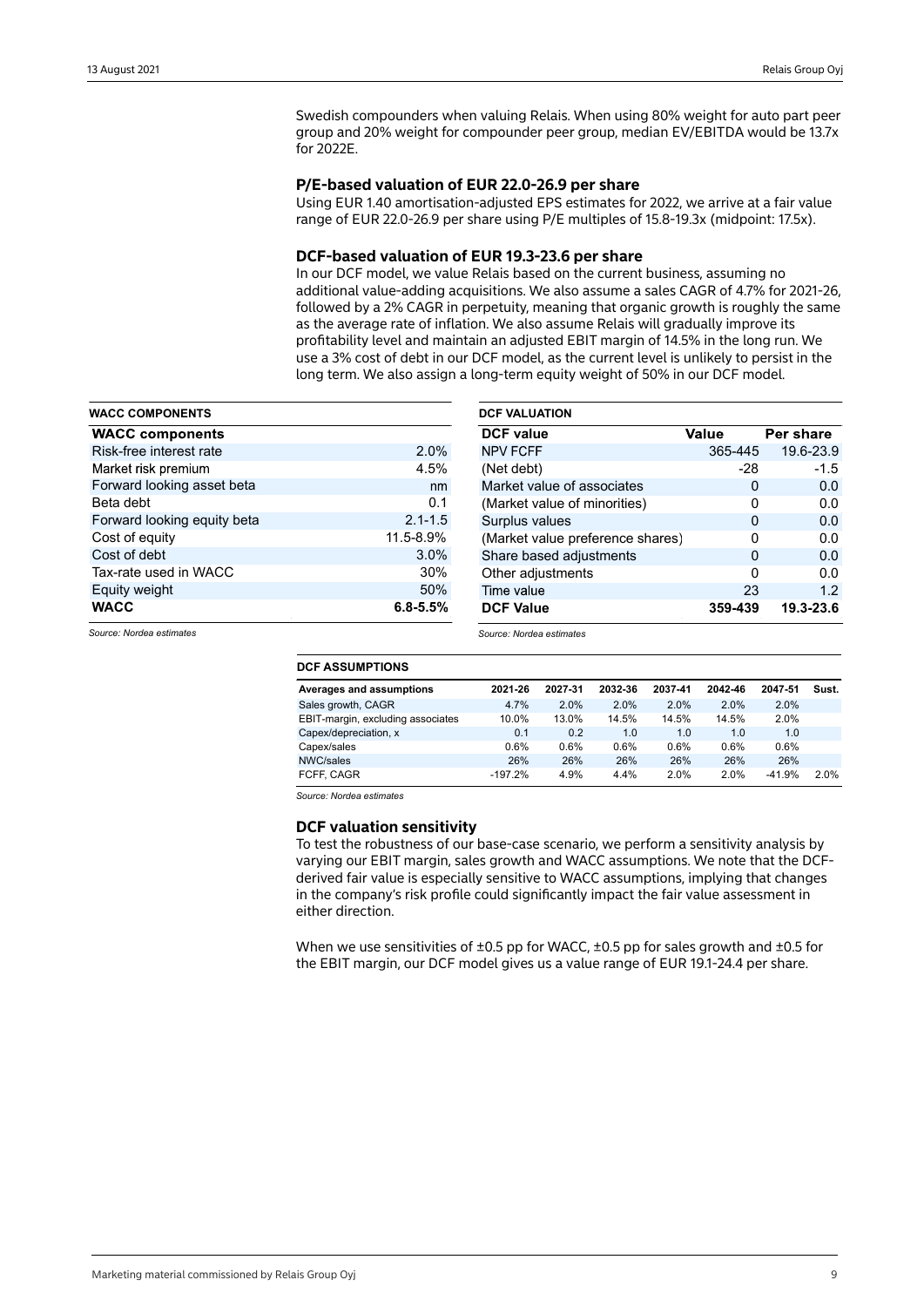Swedish compounders when valuing Relais. When using 80% weight for auto part peer group and 20% weight for compounder peer group, median EV/EBITDA would be 13.7x for 2022E.

### P/E-based valuation of EUR 22.0-26.9 per share

Using EUR 1.40 amortisation-adjusted EPS estimates for 2022, we arrive at a fair value range of EUR 22.0-26.9 per share using P/E multiples of 15.8-19.3x (midpoint: 17.5x).

### DCF-based valuation of EUR 19.3-23.6 per share

In our DCF model, we value Relais based on the current business, assuming no additional value-adding acquisitions. We also assume a sales CAGR of 4.7% for 2021-26, followed by a 2% CAGR in perpetuity, meaning that organic growth is roughly the same as the average rate of inflation. We also assume Relais will gradually improve its profitability level and maintain an adjusted EBIT margin of 14.5% in the long run. We use a 3% cost of debt in our DCF model, as the current level is unlikely to persist in the long term. We also assign a long-term equity weight of 50% in our DCF model.

**WACC COMPONENTS**

| WACC components | |
|---|---|
| Risk-free interest rate | 2.0% |
| Market risk premium | 4.5% |
| Forward looking asset beta | nm |
| Beta debt | 0.1 |
| Forward looking equity beta | 2.1-1.5 |
| Cost of equity | 11.5-8.9% |
| Cost of debt | 3.0% |
| Tax-rate used in WACC | 30% |
| Equity weight | 50% |
| **WACC** | **6.8-5.5%** |

*Source: Nordea estimates*

**DCF VALUATION**

| DCF value | Value | Per share |
|---|---|---|
| NPV FCFF | 365-445 | 19.6-23.9 |
| (Net debt) | -28 | -1.5 |
| Market value of associates | 0 | 0.0 |
| (Market value of minorities) | 0 | 0.0 |
| Surplus values | 0 | 0.0 |
| (Market value preference shares) | 0 | 0.0 |
| Share based adjustments | 0 | 0.0 |
| Other adjustments | 0 | 0.0 |
| Time value | 23 | 1.2 |
| **DCF Value** | **359-439** | **19.3-23.6** |

*Source: Nordea estimates*

**DCF ASSUMPTIONS**

| Averages and assumptions | 2021-26 | 2027-31 | 2032-36 | 2037-41 | 2042-46 | 2047-51 | Sust. |
|---|---|---|---|---|---|---|---|
| Sales growth, CAGR | 4.7% | 2.0% | 2.0% | 2.0% | 2.0% | 2.0% | |
| EBIT-margin, excluding associates | 10.0% | 13.0% | 14.5% | 14.5% | 14.5% | 2.0% | |
| Capex/depreciation, x | 0.1 | 0.2 | 1.0 | 1.0 | 1.0 | 1.0 | |
| Capex/sales | 0.6% | 0.6% | 0.6% | 0.6% | 0.6% | 0.6% | |
| NWC/sales | 26% | 26% | 26% | 26% | 26% | 26% | |
| FCFF, CAGR | -197.2% | 4.9% | 4.4% | 2.0% | 2.0% | -41.9% | 2.0% |

*Source: Nordea estimates*

### DCF valuation sensitivity

To test the robustness of our base-case scenario, we perform a sensitivity analysis by varying our EBIT margin, sales growth and WACC assumptions. We note that the DCF-derived fair value is especially sensitive to WACC assumptions, implying that changes in the company's risk profile could significantly impact the fair value assessment in either direction.

When we use sensitivities of ±0.5 pp for WACC, ±0.5 pp for sales growth and ±0.5 for the EBIT margin, our DCF model gives us a value range of EUR 19.1-24.4 per share.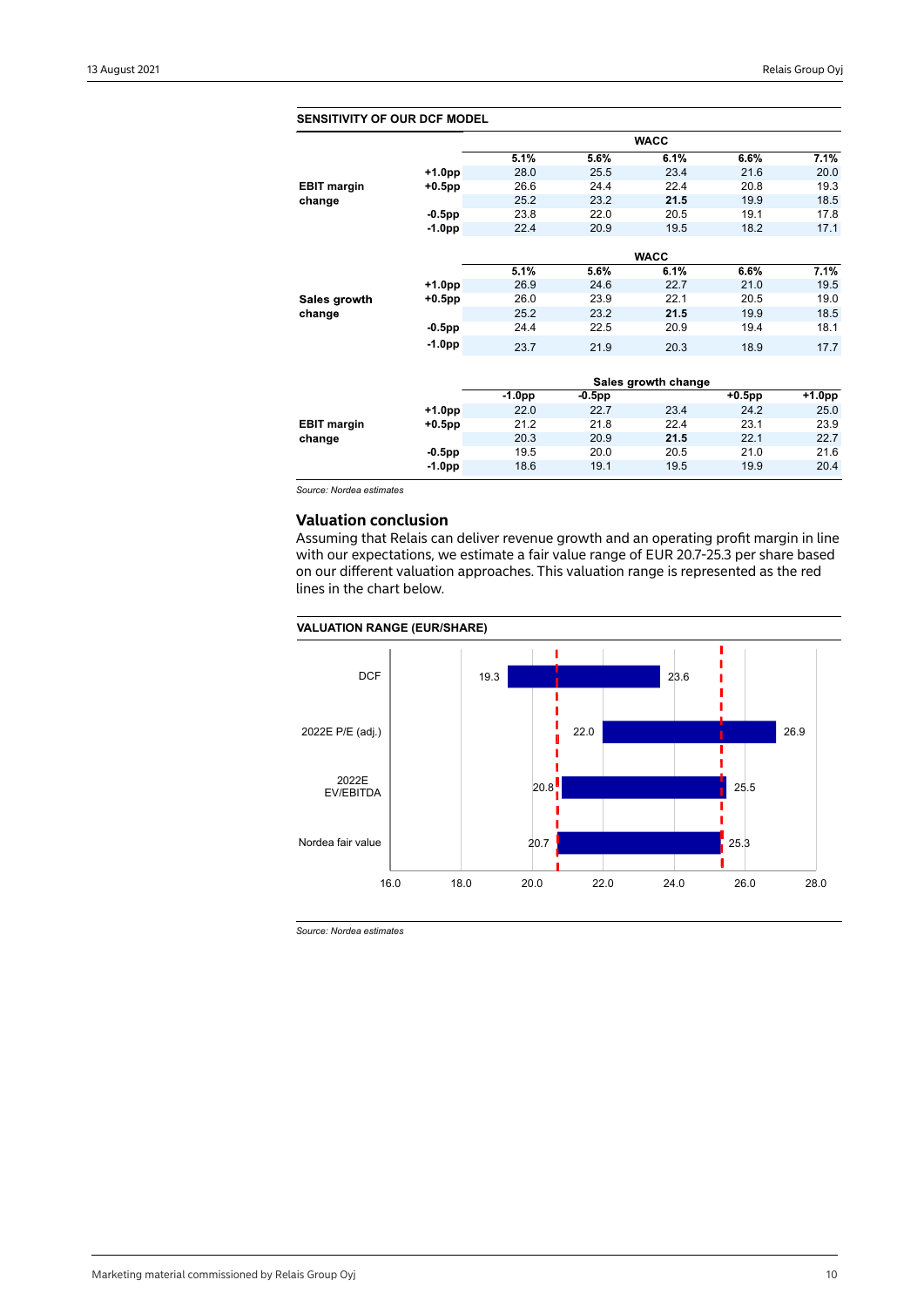**SENSITIVITY OF OUR DCF MODEL**

| | | WACC | | | | |
|---|---|---|---|---|---|---|
| | | 5.1% | 5.6% | 6.1% | 6.6% | 7.1% |
| EBIT margin change | +1.0pp | 28.0 | 25.5 | 23.4 | 21.6 | 20.0 |
| | +0.5pp | 26.6 | 24.4 | 22.4 | 20.8 | 19.3 |
| | | 25.2 | 23.2 | **21.5** | 19.9 | 18.5 |
| | -0.5pp | 23.8 | 22.0 | 20.5 | 19.1 | 17.8 |
| | -1.0pp | 22.4 | 20.9 | 19.5 | 18.2 | 17.1 |

| | | WACC | | | | |
|---|---|---|---|---|---|---|
| | | 5.1% | 5.6% | 6.1% | 6.6% | 7.1% |
| Sales growth change | +1.0pp | 26.9 | 24.6 | 22.7 | 21.0 | 19.5 |
| | +0.5pp | 26.0 | 23.9 | 22.1 | 20.5 | 19.0 |
| | | 25.2 | 23.2 | **21.5** | 19.9 | 18.5 |
| | -0.5pp | 24.4 | 22.5 | 20.9 | 19.4 | 18.1 |
| | -1.0pp | 23.7 | 21.9 | 20.3 | 18.9 | 17.7 |

| | | Sales growth change | | | | |
|---|---|---|---|---|---|---|
| | | -1.0pp | -0.5pp | | +0.5pp | +1.0pp |
| EBIT margin change | +1.0pp | 22.0 | 22.7 | 23.4 | 24.2 | 25.0 |
| | +0.5pp | 21.2 | 21.8 | 22.4 | 23.1 | 23.9 |
| | | 20.3 | 20.9 | **21.5** | 22.1 | 22.7 |
| | -0.5pp | 19.5 | 20.0 | 20.5 | 21.0 | 21.6 |
| | -1.0pp | 18.6 | 19.1 | 19.5 | 19.9 | 20.4 |

*Source: Nordea estimates*

## Valuation conclusion

Assuming that Relais can deliver revenue growth and an operating profit margin in line with our expectations, we estimate a fair value range of EUR 20.7-25.3 per share based on our different valuation approaches. This valuation range is represented as the red lines in the chart below.

**VALUATION RANGE (EUR/SHARE)**

| | Low | High |
|---|---|---|
| DCF | 19.3 | 23.6 |
| 2022E P/E (adj.) | 22.0 | 26.9 |
| 2022E EV/EBITDA | 20.8 | 25.5 |
| Nordea fair value | 20.7 | 25.3 |

*Source: Nordea estimates*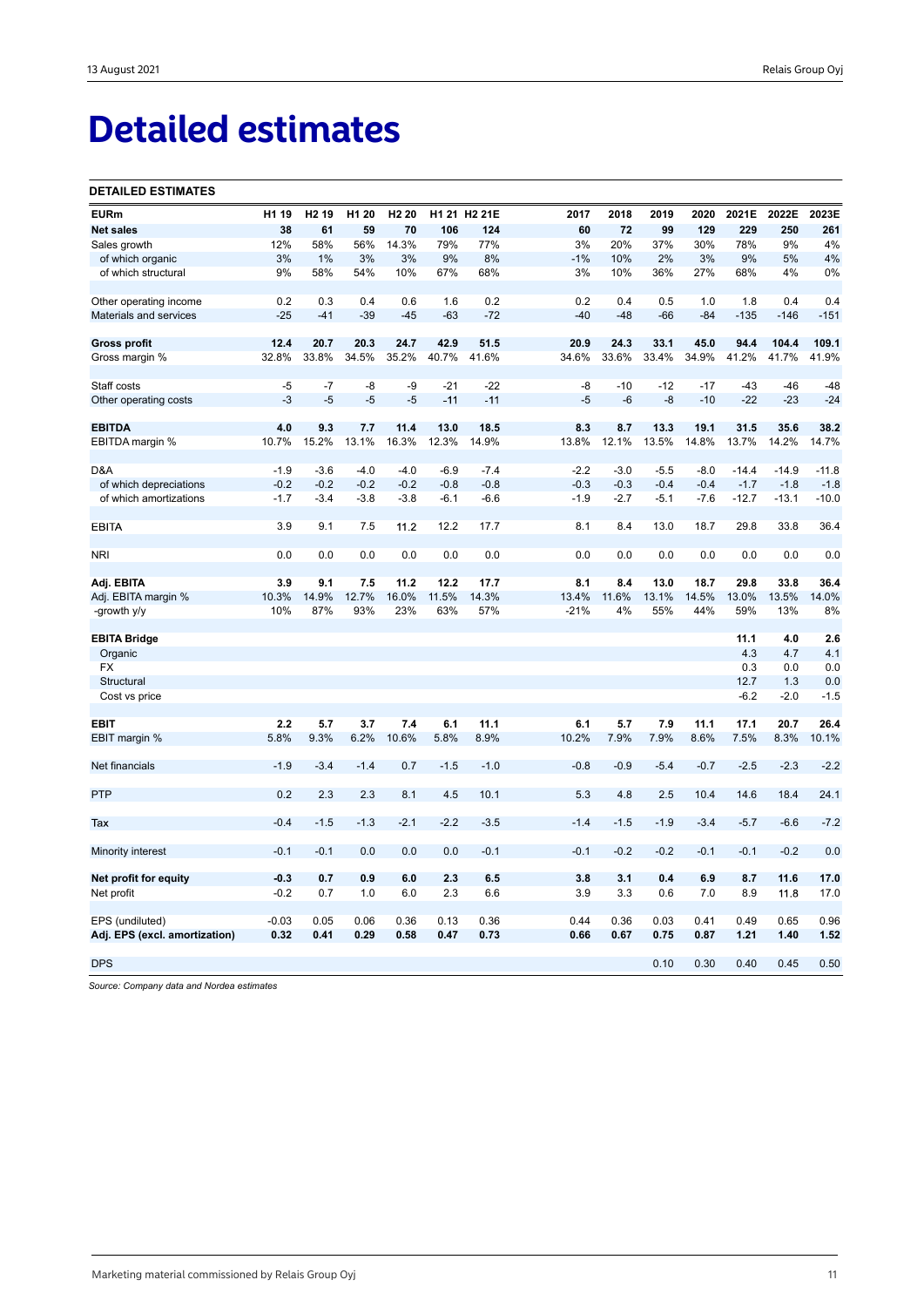# Detailed estimates

**DETAILED ESTIMATES**

| EURm | H1 19 | H2 19 | H1 20 | H2 20 | H1 21 | H2 21E | 2017 | 2018 | 2019 | 2020 | 2021E | 2022E | 2023E |
|---|---|---|---|---|---|---|---|---|---|---|---|---|---|
| **Net sales** | **38** | **61** | **59** | **70** | **106** | **124** | **60** | **72** | **99** | **129** | **229** | **250** | **261** |
| Sales growth | 12% | 58% | 56% | 14.3% | 79% | 77% | 3% | 20% | 37% | 30% | 78% | 9% | 4% |
| of which organic | 3% | 1% | 3% | 3% | 9% | 8% | -1% | 10% | 2% | 3% | 9% | 5% | 4% |
| of which structural | 9% | 58% | 54% | 10% | 67% | 68% | 3% | 10% | 36% | 27% | 68% | 4% | 0% |
| | | | | | | | | | | | | | |
| Other operating income | 0.2 | 0.3 | 0.4 | 0.6 | 1.6 | 0.2 | 0.2 | 0.4 | 0.5 | 1.0 | 1.8 | 0.4 | 0.4 |
| Materials and services | -25 | -41 | -39 | -45 | -63 | -72 | -40 | -48 | -66 | -84 | -135 | -146 | -151 |
| | | | | | | | | | | | | | |
| **Gross profit** | **12.4** | **20.7** | **20.3** | **24.7** | **42.9** | **51.5** | **20.9** | **24.3** | **33.1** | **45.0** | **94.4** | **104.4** | **109.1** |
| Gross margin % | 32.8% | 33.8% | 34.5% | 35.2% | 40.7% | 41.6% | 34.6% | 33.6% | 33.4% | 34.9% | 41.2% | 41.7% | 41.9% |
| | | | | | | | | | | | | | |
| Staff costs | -5 | -7 | -8 | -9 | -21 | -22 | -8 | -10 | -12 | -17 | -43 | -46 | -48 |
| Other operating costs | -3 | -5 | -5 | -5 | -11 | -11 | -5 | -6 | -8 | -10 | -22 | -23 | -24 |
| | | | | | | | | | | | | | |
| **EBITDA** | **4.0** | **9.3** | **7.7** | **11.4** | **13.0** | **18.5** | **8.3** | **8.7** | **13.3** | **19.1** | **31.5** | **35.6** | **38.2** |
| EBITDA margin % | 10.7% | 15.2% | 13.1% | 16.3% | 12.3% | 14.9% | 13.8% | 12.1% | 13.5% | 14.8% | 13.7% | 14.2% | 14.7% |
| | | | | | | | | | | | | | |
| D&A | -1.9 | -3.6 | -4.0 | -4.0 | -6.9 | -7.4 | -2.2 | -3.0 | -5.5 | -8.0 | -14.4 | -14.9 | -11.8 |
| of which depreciations | -0.2 | -0.2 | -0.2 | -0.2 | -0.8 | -0.8 | -0.3 | -0.3 | -0.4 | -0.4 | -1.7 | -1.8 | -1.8 |
| of which amortizations | -1.7 | -3.4 | -3.8 | -3.8 | -6.1 | -6.6 | -1.9 | -2.7 | -5.1 | -7.6 | -12.7 | -13.1 | -10.0 |
| | | | | | | | | | | | | | |
| EBITA | 3.9 | 9.1 | 7.5 | 11.2 | 12.2 | 17.7 | 8.1 | 8.4 | 13.0 | 18.7 | 29.8 | 33.8 | 36.4 |
| | | | | | | | | | | | | | |
| NRI | 0.0 | 0.0 | 0.0 | 0.0 | 0.0 | 0.0 | 0.0 | 0.0 | 0.0 | 0.0 | 0.0 | 0.0 | 0.0 |
| | | | | | | | | | | | | | |
| **Adj. EBITA** | **3.9** | **9.1** | **7.5** | **11.2** | **12.2** | **17.7** | **8.1** | **8.4** | **13.0** | **18.7** | **29.8** | **33.8** | **36.4** |
| Adj. EBITA margin % | 10.3% | 14.9% | 12.7% | 16.0% | 11.5% | 14.3% | 13.4% | 11.6% | 13.1% | 14.5% | 13.0% | 13.5% | 14.0% |
| -growth y/y | 10% | 87% | 93% | 23% | 63% | 57% | -21% | 4% | 55% | 44% | 59% | 13% | 8% |
| | | | | | | | | | | | | | |
| **EBITA Bridge** | | | | | | | | | | | **11.1** | **4.0** | **2.6** |
| Organic | | | | | | | | | | | 4.3 | 4.7 | 4.1 |
| FX | | | | | | | | | | | 0.3 | 0.0 | 0.0 |
| Structural | | | | | | | | | | | 12.7 | 1.3 | 0.0 |
| Cost vs price | | | | | | | | | | | -6.2 | -2.0 | -1.5 |
| | | | | | | | | | | | | | |
| **EBIT** | **2.2** | **5.7** | **3.7** | **7.4** | **6.1** | **11.1** | **6.1** | **5.7** | **7.9** | **11.1** | **17.1** | **20.7** | **26.4** |
| EBIT margin % | 5.8% | 9.3% | 6.2% | 10.6% | 5.8% | 8.9% | 10.2% | 7.9% | 7.9% | 8.6% | 7.5% | 8.3% | 10.1% |
| | | | | | | | | | | | | | |
| Net financials | -1.9 | -3.4 | -1.4 | 0.7 | -1.5 | -1.0 | -0.8 | -0.9 | -5.4 | -0.7 | -2.5 | -2.3 | -2.2 |
| | | | | | | | | | | | | | |
| PTP | 0.2 | 2.3 | 2.3 | 8.1 | 4.5 | 10.1 | 5.3 | 4.8 | 2.5 | 10.4 | 14.6 | 18.4 | 24.1 |
| | | | | | | | | | | | | | |
| Tax | -0.4 | -1.5 | -1.3 | -2.1 | -2.2 | -3.5 | -1.4 | -1.5 | -1.9 | -3.4 | -5.7 | -6.6 | -7.2 |
| | | | | | | | | | | | | | |
| Minority interest | -0.1 | -0.1 | 0.0 | 0.0 | 0.0 | -0.1 | -0.1 | -0.2 | -0.2 | -0.1 | -0.1 | -0.2 | 0.0 |
| | | | | | | | | | | | | | |
| **Net profit for equity** | **-0.3** | **0.7** | **0.9** | **6.0** | **2.3** | **6.5** | **3.8** | **3.1** | **0.4** | **6.9** | **8.7** | **11.6** | **17.0** |
| Net profit | -0.2 | 0.7 | 1.0 | 6.0 | 2.3 | 6.6 | 3.9 | 3.3 | 0.6 | 7.0 | 8.9 | 11.8 | 17.0 |
| | | | | | | | | | | | | | |
| EPS (undiluted) | -0.03 | 0.05 | 0.06 | 0.36 | 0.13 | 0.36 | 0.44 | 0.36 | 0.03 | 0.41 | 0.49 | 0.65 | 0.96 |
| **Adj. EPS (excl. amortization)** | **0.32** | **0.41** | **0.29** | **0.58** | **0.47** | **0.73** | **0.66** | **0.67** | **0.75** | **0.87** | **1.21** | **1.40** | **1.52** |
| | | | | | | | | | | | | | |
| DPS | | | | | | | | | 0.10 | 0.30 | 0.40 | 0.45 | 0.50 |

*Source: Company data and Nordea estimates*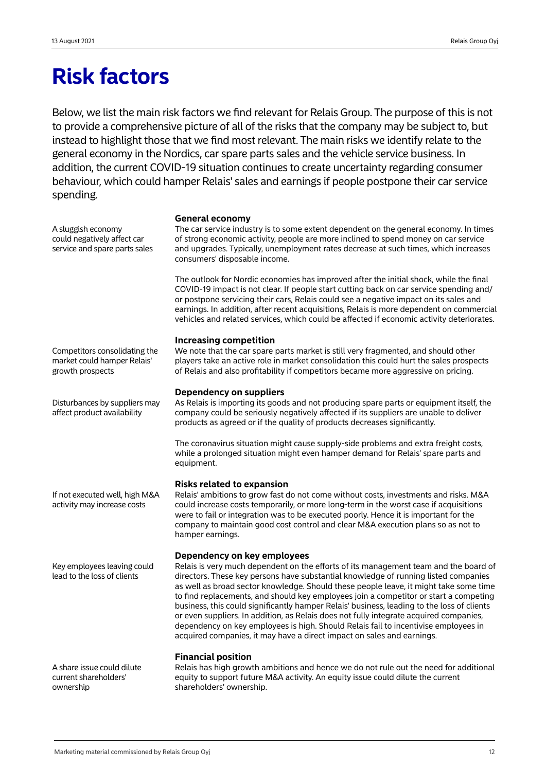# Risk factors

Below, we list the main risk factors we find relevant for Relais Group. The purpose of this is not to provide a comprehensive picture of all of the risks that the company may be subject to, but instead to highlight those that we find most relevant. The main risks we identify relate to the general economy in the Nordics, car spare parts sales and the vehicle service business. In addition, the current COVID-19 situation continues to create uncertainty regarding consumer behaviour, which could hamper Relais' sales and earnings if people postpone their car service spending.

### General economy

*A sluggish economy could negatively affect car service and spare parts sales*

The car service industry is to some extent dependent on the general economy. In times of strong economic activity, people are more inclined to spend money on car service and upgrades. Typically, unemployment rates decrease at such times, which increases consumers' disposable income.

The outlook for Nordic economies has improved after the initial shock, while the final COVID-19 impact is not clear. If people start cutting back on car service spending and/or postpone servicing their cars, Relais could see a negative impact on its sales and earnings. In addition, after recent acquisitions, Relais is more dependent on commercial vehicles and related services, which could be affected if economic activity deteriorates.

### Increasing competition

*Competitors consolidating the market could hamper Relais' growth prospects*

We note that the car spare parts market is still very fragmented, and should other players take an active role in market consolidation this could hurt the sales prospects of Relais and also profitability if competitors became more aggressive on pricing.

### Dependency on suppliers

*Disturbances by suppliers may affect product availability*

As Relais is importing its goods and not producing spare parts or equipment itself, the company could be seriously negatively affected if its suppliers are unable to deliver products as agreed or if the quality of products decreases significantly.

The coronavirus situation might cause supply-side problems and extra freight costs, while a prolonged situation might even hamper demand for Relais' spare parts and equipment.

### Risks related to expansion

*If not executed well, high M&A activity may increase costs*

Relais' ambitions to grow fast do not come without costs, investments and risks. M&A could increase costs temporarily, or more long-term in the worst case if acquisitions were to fail or integration was to be executed poorly. Hence it is important for the company to maintain good cost control and clear M&A execution plans so as not to hamper earnings.

### Dependency on key employees

*Key employees leaving could lead to the loss of clients*

Relais is very much dependent on the efforts of its management team and the board of directors. These key persons have substantial knowledge of running listed companies as well as broad sector knowledge. Should these people leave, it might take some time to find replacements, and should key employees join a competitor or start a competing business, this could significantly hamper Relais' business, leading to the loss of clients or even suppliers. In addition, as Relais does not fully integrate acquired companies, dependency on key employees is high. Should Relais fail to incentivise employees in acquired companies, it may have a direct impact on sales and earnings.

### Financial position

*A share issue could dilute current shareholders' ownership*

Relais has high growth ambitions and hence we do not rule out the need for additional equity to support future M&A activity. An equity issue could dilute the current shareholders' ownership.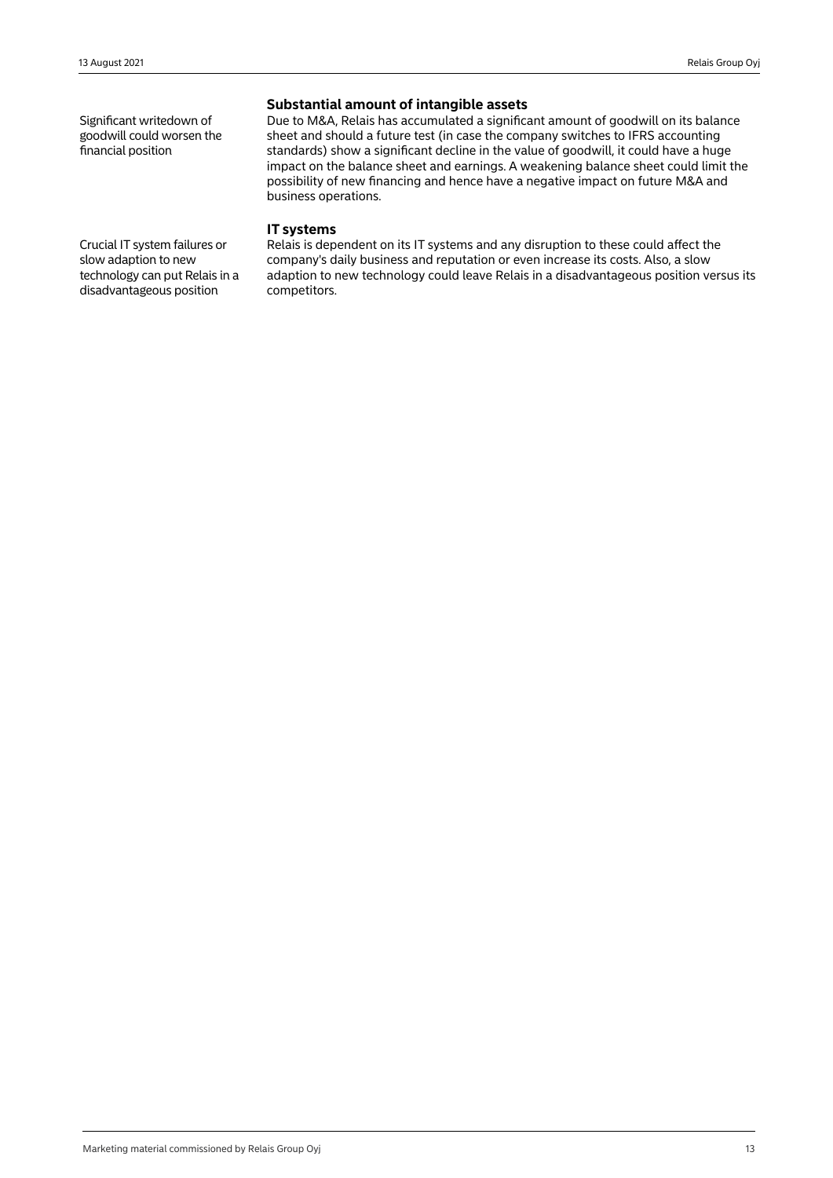Significant writedown of goodwill could worsen the financial position

## Substantial amount of intangible assets

Due to M&A, Relais has accumulated a significant amount of goodwill on its balance sheet and should a future test (in case the company switches to IFRS accounting standards) show a significant decline in the value of goodwill, it could have a huge impact on the balance sheet and earnings. A weakening balance sheet could limit the possibility of new financing and hence have a negative impact on future M&A and business operations.

Crucial IT system failures or slow adaption to new technology can put Relais in a disadvantageous position

## IT systems

Relais is dependent on its IT systems and any disruption to these could affect the company's daily business and reputation or even increase its costs. Also, a slow adaption to new technology could leave Relais in a disadvantageous position versus its competitors.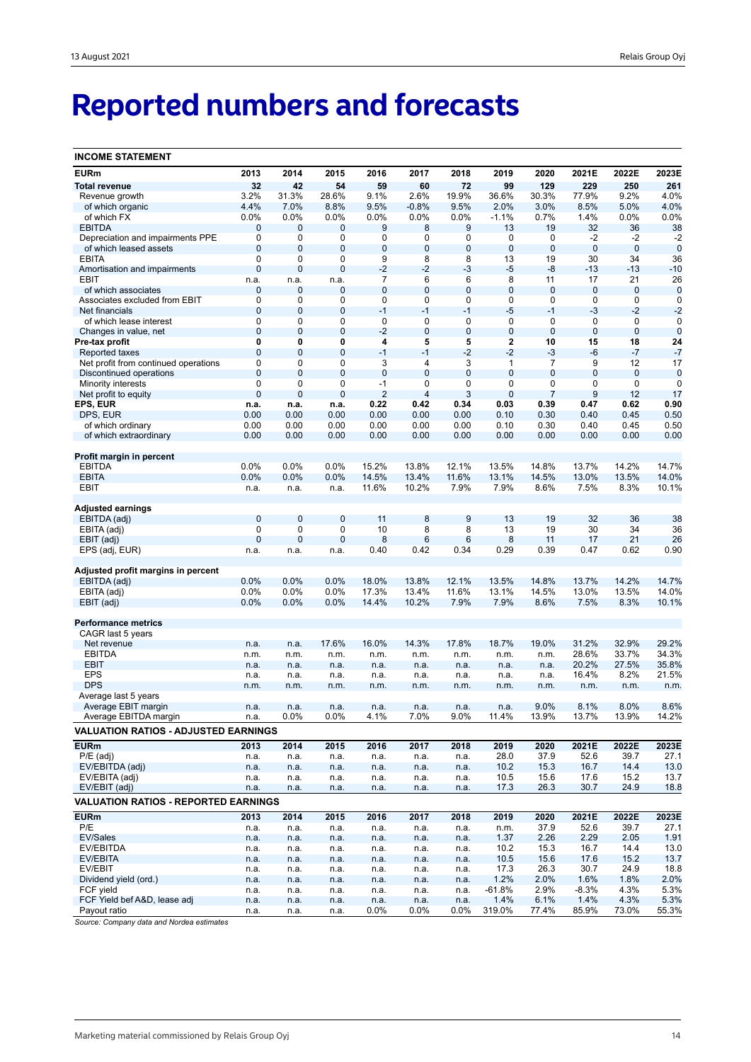# Reported numbers and forecasts

**INCOME STATEMENT**

| EURm | 2013 | 2014 | 2015 | 2016 | 2017 | 2018 | 2019 | 2020 | 2021E | 2022E | 2023E |
|---|---|---|---|---|---|---|---|---|---|---|---|
| **Total revenue** | **32** | **42** | **54** | **59** | **60** | **72** | **99** | **129** | **229** | **250** | **261** |
| Revenue growth | 3.2% | 31.3% | 28.6% | 9.1% | 2.6% | 19.9% | 36.6% | 30.3% | 77.9% | 9.2% | 4.0% |
| of which organic | 4.4% | 7.0% | 8.8% | 9.5% | -0.8% | 9.5% | 2.0% | 3.0% | 8.5% | 5.0% | 4.0% |
| of which FX | 0.0% | 0.0% | 0.0% | 0.0% | 0.0% | 0.0% | -1.1% | 0.7% | 1.4% | 0.0% | 0.0% |
| EBITDA | 0 | 0 | 0 | 9 | 8 | 9 | 13 | 19 | 32 | 36 | 38 |
| Depreciation and impairments PPE | 0 | 0 | 0 | 0 | 0 | 0 | 0 | 0 | -2 | -2 | -2 |
| of which leased assets | 0 | 0 | 0 | 0 | 0 | 0 | 0 | 0 | 0 | 0 | 0 |
| EBITA | 0 | 0 | 0 | 9 | 8 | 8 | 13 | 19 | 30 | 34 | 36 |
| Amortisation and impairments | 0 | 0 | 0 | -2 | -2 | -3 | -5 | -8 | -13 | -13 | -10 |
| EBIT | n.a. | n.a. | n.a. | 7 | 6 | 6 | 8 | 11 | 17 | 21 | 26 |
| of which associates | 0 | 0 | 0 | 0 | 0 | 0 | 0 | 0 | 0 | 0 | 0 |
| Associates excluded from EBIT | 0 | 0 | 0 | 0 | 0 | 0 | 0 | 0 | 0 | 0 | 0 |
| Net financials | 0 | 0 | 0 | -1 | -1 | -1 | -5 | -1 | -3 | -2 | -2 |
| of which lease interest | 0 | 0 | 0 | 0 | 0 | 0 | 0 | 0 | 0 | 0 | 0 |
| Changes in value, net | 0 | 0 | 0 | -2 | 0 | 0 | 0 | 0 | 0 | 0 | 0 |
| **Pre-tax profit** | **0** | **0** | **0** | **4** | **5** | **5** | **2** | **10** | **15** | **18** | **24** |
| Reported taxes | 0 | 0 | 0 | -1 | -1 | -2 | -2 | -3 | -6 | -7 | -7 |
| Net profit from continued operations | 0 | 0 | 0 | 3 | 4 | 3 | 1 | 7 | 9 | 12 | 17 |
| Discontinued operations | 0 | 0 | 0 | 0 | 0 | 0 | 0 | 0 | 0 | 0 | 0 |
| Minority interests | 0 | 0 | 0 | -1 | 0 | 0 | 0 | 0 | 0 | 0 | 0 |
| Net profit to equity | 0 | 0 | 0 | 2 | 4 | 3 | 0 | 7 | 9 | 12 | 17 |
| **EPS, EUR** | **n.a.** | **n.a.** | **n.a.** | **0.22** | **0.42** | **0.34** | **0.03** | **0.39** | **0.47** | **0.62** | **0.90** |
| DPS, EUR | 0.00 | 0.00 | 0.00 | 0.00 | 0.00 | 0.00 | 0.10 | 0.30 | 0.40 | 0.45 | 0.50 |
| of which ordinary | 0.00 | 0.00 | 0.00 | 0.00 | 0.00 | 0.00 | 0.10 | 0.30 | 0.40 | 0.45 | 0.50 |
| of which extraordinary | 0.00 | 0.00 | 0.00 | 0.00 | 0.00 | 0.00 | 0.00 | 0.00 | 0.00 | 0.00 | 0.00 |
| | | | | | | | | | | | |
| **Profit margin in percent** | | | | | | | | | | | |
| EBITDA | 0.0% | 0.0% | 0.0% | 15.2% | 13.8% | 12.1% | 13.5% | 14.8% | 13.7% | 14.2% | 14.7% |
| EBITA | 0.0% | 0.0% | 0.0% | 14.5% | 13.4% | 11.6% | 13.1% | 14.5% | 13.0% | 13.5% | 14.0% |
| EBIT | n.a. | n.a. | n.a. | 11.6% | 10.2% | 7.9% | 7.9% | 8.6% | 7.5% | 8.3% | 10.1% |
| | | | | | | | | | | | |
| **Adjusted earnings** | | | | | | | | | | | |
| EBITDA (adj) | 0 | 0 | 0 | 11 | 8 | 9 | 13 | 19 | 32 | 36 | 38 |
| EBITA (adj) | 0 | 0 | 0 | 10 | 8 | 8 | 13 | 19 | 30 | 34 | 36 |
| EBIT (adj) | 0 | 0 | 0 | 8 | 6 | 6 | 8 | 11 | 17 | 21 | 26 |
| EPS (adj, EUR) | n.a. | n.a. | n.a. | 0.40 | 0.42 | 0.34 | 0.29 | 0.39 | 0.47 | 0.62 | 0.90 |
| | | | | | | | | | | | |
| **Adjusted profit margins in percent** | | | | | | | | | | | |
| EBITDA (adj) | 0.0% | 0.0% | 0.0% | 18.0% | 13.8% | 12.1% | 13.5% | 14.8% | 13.7% | 14.2% | 14.7% |
| EBITA (adj) | 0.0% | 0.0% | 0.0% | 17.3% | 13.4% | 11.6% | 13.1% | 14.5% | 13.0% | 13.5% | 14.0% |
| EBIT (adj) | 0.0% | 0.0% | 0.0% | 14.4% | 10.2% | 7.9% | 7.9% | 8.6% | 7.5% | 8.3% | 10.1% |
| | | | | | | | | | | | |
| **Performance metrics** | | | | | | | | | | | |
| CAGR last 5 years | | | | | | | | | | | |
| Net revenue | n.a. | n.a. | 17.6% | 16.0% | 14.3% | 17.8% | 18.7% | 19.0% | 31.2% | 32.9% | 29.2% |
| EBITDA | n.m. | n.m. | n.m. | n.m. | n.m. | n.m. | n.m. | n.m. | 28.6% | 33.7% | 34.3% |
| EBIT | n.a. | n.a. | n.a. | n.a. | n.a. | n.a. | n.a. | n.a. | 20.2% | 27.5% | 35.8% |
| EPS | n.a. | n.a. | n.a. | n.a. | n.a. | n.a. | n.a. | n.a. | 16.4% | 8.2% | 21.5% |
| DPS | n.m. | n.m. | n.m. | n.m. | n.m. | n.m. | n.m. | n.m. | n.m. | n.m. | n.m. |
| Average last 5 years | | | | | | | | | | | |
| Average EBIT margin | n.a. | n.a. | n.a. | n.a. | n.a. | n.a. | n.a. | 9.0% | 8.1% | 8.0% | 8.6% |
| Average EBITDA margin | n.a. | 0.0% | 0.0% | 4.1% | 7.0% | 9.0% | 11.4% | 13.9% | 13.7% | 13.9% | 14.2% |

**VALUATION RATIOS - ADJUSTED EARNINGS**

| EURm | 2013 | 2014 | 2015 | 2016 | 2017 | 2018 | 2019 | 2020 | 2021E | 2022E | 2023E |
|---|---|---|---|---|---|---|---|---|---|---|---|
| P/E (adj) | n.a. | n.a. | n.a. | n.a. | n.a. | n.a. | 28.0 | 37.9 | 52.6 | 39.7 | 27.1 |
| EV/EBITDA (adj) | n.a. | n.a. | n.a. | n.a. | n.a. | n.a. | 10.2 | 15.3 | 16.7 | 14.4 | 13.0 |
| EV/EBITA (adj) | n.a. | n.a. | n.a. | n.a. | n.a. | n.a. | 10.5 | 15.6 | 17.6 | 15.2 | 13.7 |
| EV/EBIT (adj) | n.a. | n.a. | n.a. | n.a. | n.a. | n.a. | 17.3 | 26.3 | 30.7 | 24.9 | 18.8 |

**VALUATION RATIOS - REPORTED EARNINGS**

| EURm | 2013 | 2014 | 2015 | 2016 | 2017 | 2018 | 2019 | 2020 | 2021E | 2022E | 2023E |
|---|---|---|---|---|---|---|---|---|---|---|---|
| P/E | n.a. | n.a. | n.a. | n.a. | n.a. | n.a. | n.m. | 37.9 | 52.6 | 39.7 | 27.1 |
| EV/Sales | n.a. | n.a. | n.a. | n.a. | n.a. | n.a. | 1.37 | 2.26 | 2.29 | 2.05 | 1.91 |
| EV/EBITDA | n.a. | n.a. | n.a. | n.a. | n.a. | n.a. | 10.2 | 15.3 | 16.7 | 14.4 | 13.0 |
| EV/EBITA | n.a. | n.a. | n.a. | n.a. | n.a. | n.a. | 10.5 | 15.6 | 17.6 | 15.2 | 13.7 |
| EV/EBIT | n.a. | n.a. | n.a. | n.a. | n.a. | n.a. | 17.3 | 26.3 | 30.7 | 24.9 | 18.8 |
| Dividend yield (ord.) | n.a. | n.a. | n.a. | n.a. | n.a. | n.a. | 1.2% | 2.0% | 1.6% | 1.8% | 2.0% |
| FCF yield | n.a. | n.a. | n.a. | n.a. | n.a. | n.a. | -61.8% | 2.9% | -8.3% | 4.3% | 5.3% |
| FCF Yield bef A&D, lease adj | n.a. | n.a. | n.a. | n.a. | n.a. | n.a. | 1.4% | 6.1% | 1.4% | 4.3% | 5.3% |
| Payout ratio | n.a. | n.a. | n.a. | 0.0% | 0.0% | 0.0% | 319.0% | 77.4% | 85.9% | 73.0% | 55.3% |

*Source: Company data and Nordea estimates*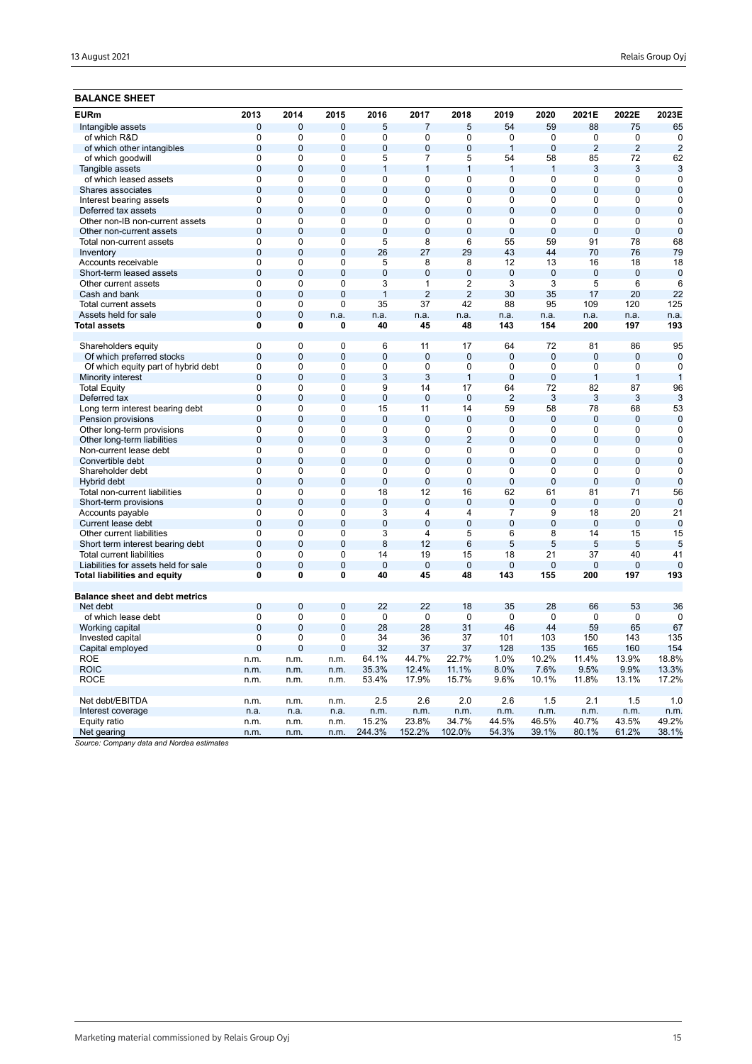## BALANCE SHEET

| EURm | 2013 | 2014 | 2015 | 2016 | 2017 | 2018 | 2019 | 2020 | 2021E | 2022E | 2023E |
|---|---|---|---|---|---|---|---|---|---|---|---|
| Intangible assets | 0 | 0 | 0 | 5 | 7 | 5 | 54 | 59 | 88 | 75 | 65 |
| of which R&D | 0 | 0 | 0 | 0 | 0 | 0 | 0 | 0 | 0 | 0 | 0 |
| of which other intangibles | 0 | 0 | 0 | 0 | 0 | 0 | 1 | 0 | 2 | 2 | 2 |
| of which goodwill | 0 | 0 | 0 | 5 | 7 | 5 | 54 | 58 | 85 | 72 | 62 |
| Tangible assets | 0 | 0 | 0 | 1 | 1 | 1 | 1 | 1 | 3 | 3 | 3 |
| of which leased assets | 0 | 0 | 0 | 0 | 0 | 0 | 0 | 0 | 0 | 0 | 0 |
| Shares associates | 0 | 0 | 0 | 0 | 0 | 0 | 0 | 0 | 0 | 0 | 0 |
| Interest bearing assets | 0 | 0 | 0 | 0 | 0 | 0 | 0 | 0 | 0 | 0 | 0 |
| Deferred tax assets | 0 | 0 | 0 | 0 | 0 | 0 | 0 | 0 | 0 | 0 | 0 |
| Other non-IB non-current assets | 0 | 0 | 0 | 0 | 0 | 0 | 0 | 0 | 0 | 0 | 0 |
| Other non-current assets | 0 | 0 | 0 | 0 | 0 | 0 | 0 | 0 | 0 | 0 | 0 |
| Total non-current assets | 0 | 0 | 0 | 5 | 8 | 6 | 55 | 59 | 91 | 78 | 68 |
| Inventory | 0 | 0 | 0 | 26 | 27 | 29 | 43 | 44 | 70 | 76 | 79 |
| Accounts receivable | 0 | 0 | 0 | 5 | 8 | 8 | 12 | 13 | 16 | 18 | 18 |
| Short-term leased assets | 0 | 0 | 0 | 0 | 0 | 0 | 0 | 0 | 0 | 0 | 0 |
| Other current assets | 0 | 0 | 0 | 3 | 1 | 2 | 3 | 3 | 5 | 6 | 6 |
| Cash and bank | 0 | 0 | 0 | 1 | 2 | 2 | 30 | 35 | 17 | 20 | 22 |
| Total current assets | 0 | 0 | 0 | 35 | 37 | 42 | 88 | 95 | 109 | 120 | 125 |
| Assets held for sale | 0 | 0 | n.a. | n.a. | n.a. | n.a. | n.a. | n.a. | n.a. | n.a. | n.a. |
| **Total assets** | **0** | **0** | **0** | **40** | **45** | **48** | **143** | **154** | **200** | **197** | **193** |
| | | | | | | | | | | | |
| Shareholders equity | 0 | 0 | 0 | 6 | 11 | 17 | 64 | 72 | 81 | 86 | 95 |
| Of which preferred stocks | 0 | 0 | 0 | 0 | 0 | 0 | 0 | 0 | 0 | 0 | 0 |
| Of which equity part of hybrid debt | 0 | 0 | 0 | 0 | 0 | 0 | 0 | 0 | 0 | 0 | 0 |
| Minority interest | 0 | 0 | 0 | 3 | 3 | 1 | 0 | 0 | 1 | 1 | 1 |
| Total Equity | 0 | 0 | 0 | 9 | 14 | 17 | 64 | 72 | 82 | 87 | 96 |
| Deferred tax | 0 | 0 | 0 | 0 | 0 | 0 | 2 | 3 | 3 | 3 | 3 |
| Long term interest bearing debt | 0 | 0 | 0 | 15 | 11 | 14 | 59 | 58 | 78 | 68 | 53 |
| Pension provisions | 0 | 0 | 0 | 0 | 0 | 0 | 0 | 0 | 0 | 0 | 0 |
| Other long-term provisions | 0 | 0 | 0 | 0 | 0 | 0 | 0 | 0 | 0 | 0 | 0 |
| Other long-term liabilities | 0 | 0 | 0 | 3 | 0 | 2 | 0 | 0 | 0 | 0 | 0 |
| Non-current lease debt | 0 | 0 | 0 | 0 | 0 | 0 | 0 | 0 | 0 | 0 | 0 |
| Convertible debt | 0 | 0 | 0 | 0 | 0 | 0 | 0 | 0 | 0 | 0 | 0 |
| Shareholder debt | 0 | 0 | 0 | 0 | 0 | 0 | 0 | 0 | 0 | 0 | 0 |
| Hybrid debt | 0 | 0 | 0 | 0 | 0 | 0 | 0 | 0 | 0 | 0 | 0 |
| Total non-current liabilities | 0 | 0 | 0 | 18 | 12 | 16 | 62 | 61 | 81 | 71 | 56 |
| Short-term provisions | 0 | 0 | 0 | 0 | 0 | 0 | 0 | 0 | 0 | 0 | 0 |
| Accounts payable | 0 | 0 | 0 | 3 | 4 | 4 | 7 | 9 | 18 | 20 | 21 |
| Current lease debt | 0 | 0 | 0 | 0 | 0 | 0 | 0 | 0 | 0 | 0 | 0 |
| Other current liabilities | 0 | 0 | 0 | 3 | 4 | 5 | 6 | 8 | 14 | 15 | 15 |
| Short term interest bearing debt | 0 | 0 | 0 | 8 | 12 | 6 | 5 | 5 | 5 | 5 | 5 |
| Total current liabilities | 0 | 0 | 0 | 14 | 19 | 15 | 18 | 21 | 37 | 40 | 41 |
| Liabilities for assets held for sale | 0 | 0 | 0 | 0 | 0 | 0 | 0 | 0 | 0 | 0 | 0 |
| **Total liabilities and equity** | **0** | **0** | **0** | **40** | **45** | **48** | **143** | **155** | **200** | **197** | **193** |
| | | | | | | | | | | | |
| **Balance sheet and debt metrics** | | | | | | | | | | | |
| Net debt | 0 | 0 | 0 | 22 | 22 | 18 | 35 | 28 | 66 | 53 | 36 |
| of which lease debt | 0 | 0 | 0 | 0 | 0 | 0 | 0 | 0 | 0 | 0 | 0 |
| Working capital | 0 | 0 | 0 | 28 | 28 | 31 | 46 | 44 | 59 | 65 | 67 |
| Invested capital | 0 | 0 | 0 | 34 | 36 | 37 | 101 | 103 | 150 | 143 | 135 |
| Capital employed | 0 | 0 | 0 | 32 | 37 | 37 | 128 | 135 | 165 | 160 | 154 |
| ROE | n.m. | n.m. | n.m. | 64.1% | 44.7% | 22.7% | 1.0% | 10.2% | 11.4% | 13.9% | 18.8% |
| ROIC | n.m. | n.m. | n.m. | 35.3% | 12.4% | 11.1% | 8.0% | 7.6% | 9.5% | 9.9% | 13.3% |
| ROCE | n.m. | n.m. | n.m. | 53.4% | 17.9% | 15.7% | 9.6% | 10.1% | 11.8% | 13.1% | 17.2% |
| | | | | | | | | | | | |
| Net debt/EBITDA | n.m. | n.m. | n.m. | 2.5 | 2.6 | 2.0 | 2.6 | 1.5 | 2.1 | 1.5 | 1.0 |
| Interest coverage | n.a. | n.a. | n.a. | n.m. | n.m. | n.m. | n.m. | n.m. | n.m. | n.m. | n.m. |
| Equity ratio | n.m. | n.m. | n.m. | 15.2% | 23.8% | 34.7% | 44.5% | 46.5% | 40.7% | 43.5% | 49.2% |
| Net gearing | n.m. | n.m. | n.m. | 244.3% | 152.2% | 102.0% | 54.3% | 39.1% | 80.1% | 61.2% | 38.1% |

*Source: Company data and Nordea estimates*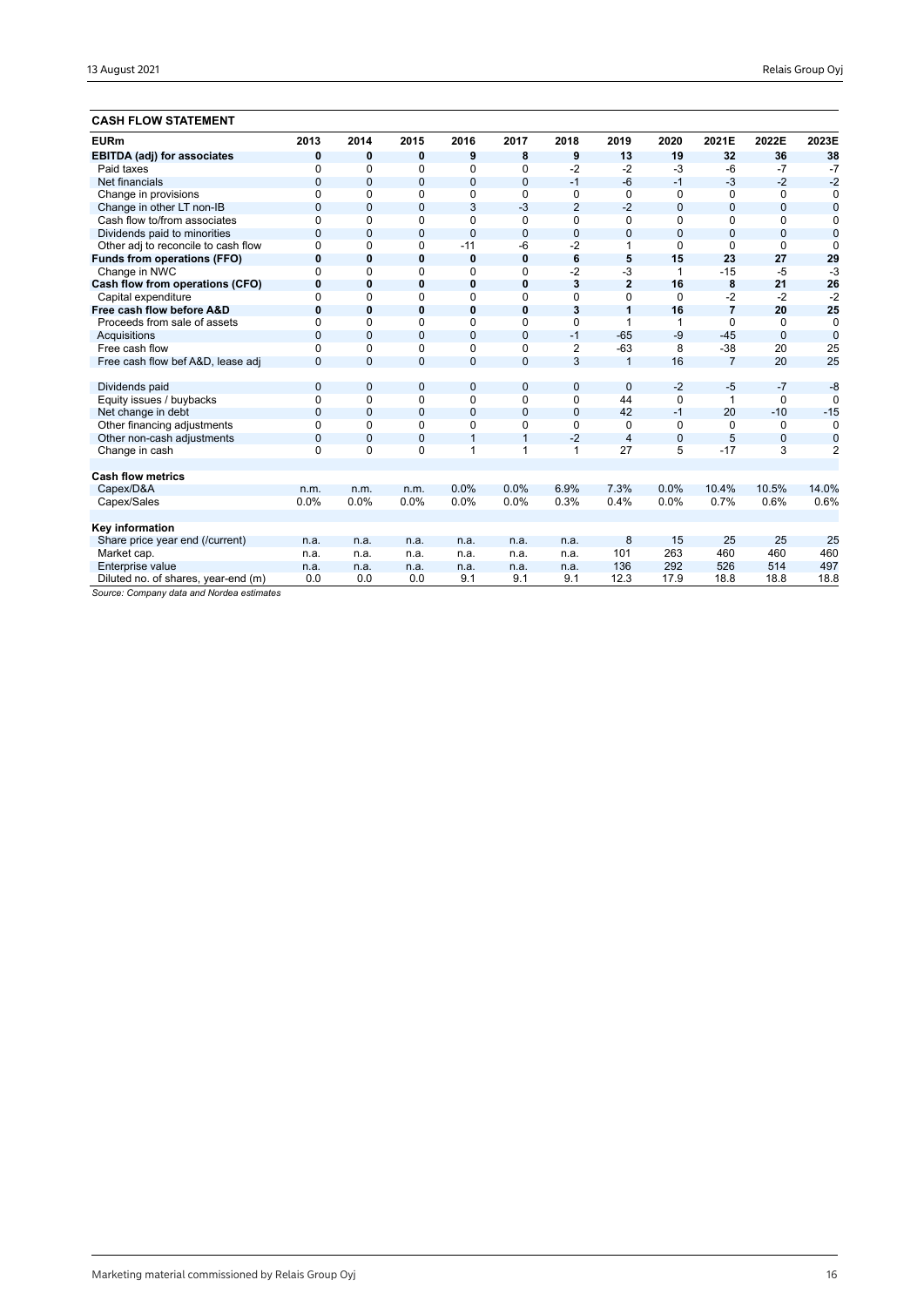## CASH FLOW STATEMENT

| EURm | 2013 | 2014 | 2015 | 2016 | 2017 | 2018 | 2019 | 2020 | 2021E | 2022E | 2023E |
|---|---|---|---|---|---|---|---|---|---|---|---|
| **EBITDA (adj) for associates** | **0** | **0** | **0** | **9** | **8** | **9** | **13** | **19** | **32** | **36** | **38** |
| Paid taxes | 0 | 0 | 0 | 0 | 0 | -2 | -2 | -3 | -6 | -7 | -7 |
| Net financials | 0 | 0 | 0 | 0 | 0 | -1 | -6 | -1 | -3 | -2 | -2 |
| Change in provisions | 0 | 0 | 0 | 0 | 0 | 0 | 0 | 0 | 0 | 0 | 0 |
| Change in other LT non-IB | 0 | 0 | 0 | 3 | -3 | 2 | -2 | 0 | 0 | 0 | 0 |
| Cash flow to/from associates | 0 | 0 | 0 | 0 | 0 | 0 | 0 | 0 | 0 | 0 | 0 |
| Dividends paid to minorities | 0 | 0 | 0 | 0 | 0 | 0 | 0 | 0 | 0 | 0 | 0 |
| Other adj to reconcile to cash flow | 0 | 0 | 0 | -11 | -6 | -2 | 1 | 0 | 0 | 0 | 0 |
| **Funds from operations (FFO)** | **0** | **0** | **0** | **0** | **0** | **6** | **5** | **15** | **23** | **27** | **29** |
| Change in NWC | 0 | 0 | 0 | 0 | 0 | -2 | -3 | 1 | -15 | -5 | -3 |
| **Cash flow from operations (CFO)** | **0** | **0** | **0** | **0** | **0** | **3** | **2** | **16** | **8** | **21** | **26** |
| Capital expenditure | 0 | 0 | 0 | 0 | 0 | 0 | 0 | 0 | -2 | -2 | -2 |
| **Free cash flow before A&D** | **0** | **0** | **0** | **0** | **0** | **3** | **1** | **16** | **7** | **20** | **25** |
| Proceeds from sale of assets | 0 | 0 | 0 | 0 | 0 | 0 | 1 | 1 | 0 | 0 | 0 |
| Acquisitions | 0 | 0 | 0 | 0 | 0 | -1 | -65 | -9 | -45 | 0 | 0 |
| Free cash flow | 0 | 0 | 0 | 0 | 0 | 2 | -63 | 8 | -38 | 20 | 25 |
| Free cash flow bef A&D, lease adj | 0 | 0 | 0 | 0 | 0 | 3 | 1 | 16 | 7 | 20 | 25 |
| | | | | | | | | | | | |
| Dividends paid | 0 | 0 | 0 | 0 | 0 | 0 | 0 | -2 | -5 | -7 | -8 |
| Equity issues / buybacks | 0 | 0 | 0 | 0 | 0 | 0 | 44 | 0 | 1 | 0 | 0 |
| Net change in debt | 0 | 0 | 0 | 0 | 0 | 0 | 42 | -1 | 20 | -10 | -15 |
| Other financing adjustments | 0 | 0 | 0 | 0 | 0 | 0 | 0 | 0 | 0 | 0 | 0 |
| Other non-cash adjustments | 0 | 0 | 0 | 1 | 1 | -2 | 4 | 0 | 5 | 0 | 0 |
| Change in cash | 0 | 0 | 0 | 1 | 1 | 1 | 27 | 5 | -17 | 3 | 2 |
| | | | | | | | | | | | |
| **Cash flow metrics** | | | | | | | | | | | |
| Capex/D&A | n.m. | n.m. | n.m. | 0.0% | 0.0% | 6.9% | 7.3% | 0.0% | 10.4% | 10.5% | 14.0% |
| Capex/Sales | 0.0% | 0.0% | 0.0% | 0.0% | 0.0% | 0.3% | 0.4% | 0.0% | 0.7% | 0.6% | 0.6% |
| | | | | | | | | | | | |
| **Key information** | | | | | | | | | | | |
| Share price year end (/current) | n.a. | n.a. | n.a. | n.a. | n.a. | n.a. | 8 | 15 | 25 | 25 | 25 |
| Market cap. | n.a. | n.a. | n.a. | n.a. | n.a. | n.a. | 101 | 263 | 460 | 460 | 460 |
| Enterprise value | n.a. | n.a. | n.a. | n.a. | n.a. | n.a. | 136 | 292 | 526 | 514 | 497 |
| Diluted no. of shares, year-end (m) | 0.0 | 0.0 | 0.0 | 9.1 | 9.1 | 9.1 | 12.3 | 17.9 | 18.8 | 18.8 | 18.8 |

*Source: Company data and Nordea estimates*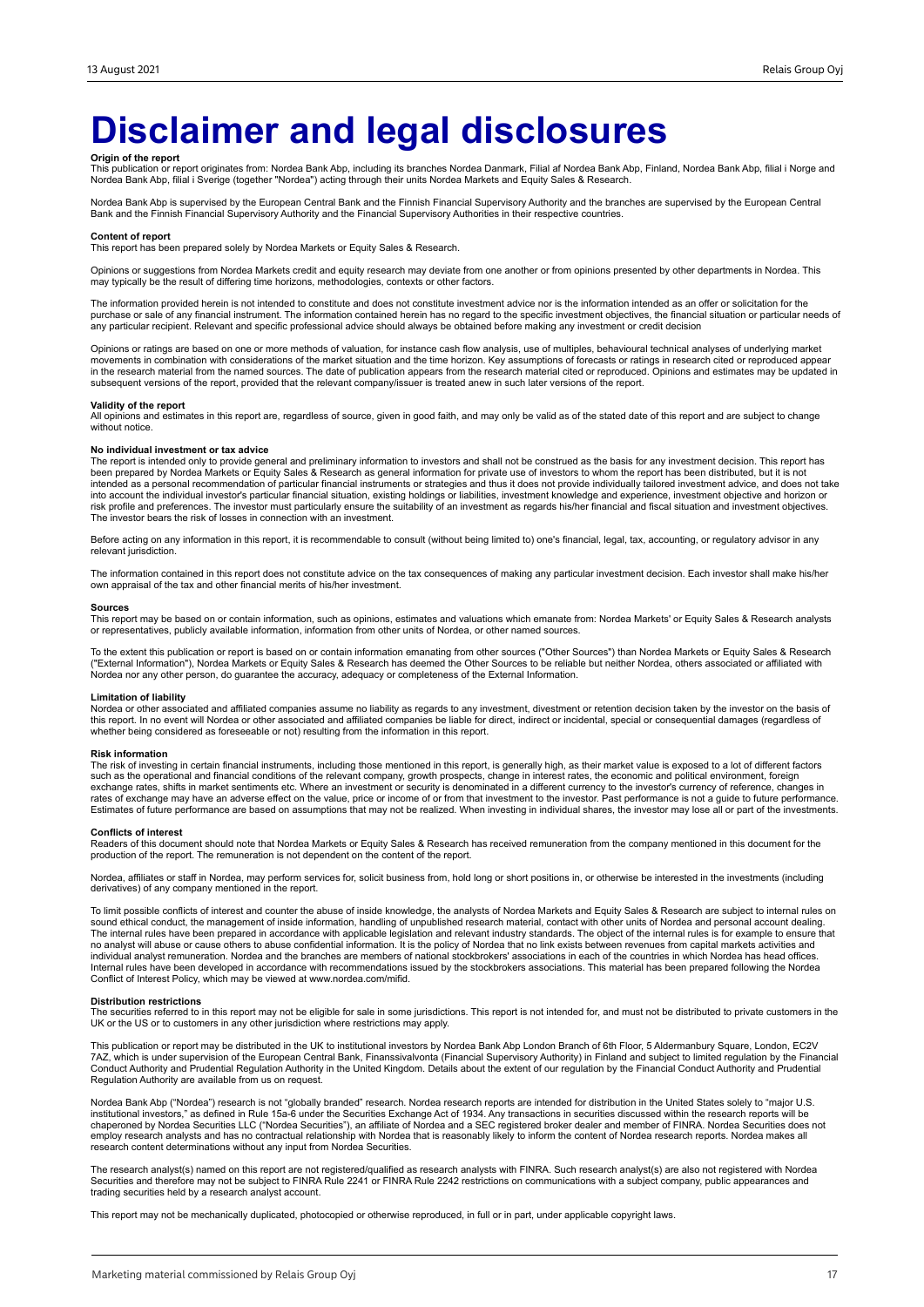# Disclaimer and legal disclosures

**Origin of the report**
This publication or report originates from: Nordea Bank Abp, including its branches Nordea Danmark, Filial af Nordea Bank Abp, Finland, Nordea Bank Abp, filial i Norge and Nordea Bank Abp, filial i Sverige (together "Nordea") acting through their units Nordea Markets and Equity Sales & Research.

Nordea Bank Abp is supervised by the European Central Bank and the Finnish Financial Supervisory Authority and the branches are supervised by the European Central Bank and the Finnish Financial Supervisory Authority and the Financial Supervisory Authorities in their respective countries.

**Content of report**
This report has been prepared solely by Nordea Markets or Equity Sales & Research.

Opinions or suggestions from Nordea Markets credit and equity research may deviate from one another or from opinions presented by other departments in Nordea. This may typically be the result of differing time horizons, methodologies, contexts or other factors.

The information provided herein is not intended to constitute and does not constitute investment advice nor is the information intended as an offer or solicitation for the purchase or sale of any financial instrument. The information contained herein has no regard to the specific investment objectives, the financial situation or particular needs of any particular recipient. Relevant and specific professional advice should always be obtained before making any investment or credit decision

Opinions or ratings are based on one or more methods of valuation, for instance cash flow analysis, use of multiples, behavioural technical analyses of underlying market movements in combination with considerations of the market situation and the time horizon. Key assumptions of forecasts or ratings in research cited or reproduced appear in the research material from the named sources. The date of publication appears from the research material cited or reproduced. Opinions and estimates may be updated in subsequent versions of the report, provided that the relevant company/issuer is treated anew in such later versions of the report.

**Validity of the report**
All opinions and estimates in this report are, regardless of source, given in good faith, and may only be valid as of the stated date of this report and are subject to change without notice.

**No individual investment or tax advice**
The report is intended only to provide general and preliminary information to investors and shall not be construed as the basis for any investment decision. This report has been prepared by Nordea Markets or Equity Sales & Research as general information for private use of investors to whom the report has been distributed, but it is not intended as a personal recommendation of particular financial instruments or strategies and thus it does not provide individually tailored investment advice, and does not take into account the individual investor's particular financial situation, existing holdings or liabilities, investment knowledge and experience, investment objective and horizon or risk profile and preferences. The investor must particularly ensure the suitability of an investment as regards his/her financial and fiscal situation and investment objectives. The investor bears the risk of losses in connection with an investment.

Before acting on any information in this report, it is recommendable to consult (without being limited to) one's financial, legal, tax, accounting, or regulatory advisor in any relevant jurisdiction.

The information contained in this report does not constitute advice on the tax consequences of making any particular investment decision. Each investor shall make his/her own appraisal of the tax and other financial merits of his/her investment.

**Sources**
This report may be based on or contain information, such as opinions, estimates and valuations which emanate from: Nordea Markets' or Equity Sales & Research analysts or representatives, publicly available information, information from other units of Nordea, or other named sources.

To the extent this publication or report is based on or contain information emanating from other sources ("Other Sources") than Nordea Markets or Equity Sales & Research ("External Information"), Nordea Markets or Equity Sales & Research has deemed the Other Sources to be reliable but neither Nordea, others associated or affiliated with Nordea nor any other person, do guarantee the accuracy, adequacy or completeness of the External Information.

**Limitation of liability**
Nordea or other associated and affiliated companies assume no liability as regards to any investment, divestment or retention decision taken by the investor on the basis of this report. In no event will Nordea or other associated and affiliated companies be liable for direct, indirect or incidental, special or consequential damages (regardless of whether being considered as foreseeable or not) resulting from the information in this report.

**Risk information**
The risk of investing in certain financial instruments, including those mentioned in this report, is generally high, as their market value is exposed to a lot of different factors such as the operational and financial conditions of the relevant company, growth prospects, change in interest rates, the economic and political environment, foreign exchange rates, shifts in market sentiments etc. Where an investment or security is denominated in a different currency to the investor's currency of reference, changes in rates of exchange may have an adverse effect on the value, price or income of or from that investment to the investor. Past performance is not a guide to future performance. Estimates of future performance are based on assumptions that may not be realized. When investing in individual shares, the investor may lose all or part of the investments.

**Conflicts of interest**
Readers of this document should note that Nordea Markets or Equity Sales & Research has received remuneration from the company mentioned in this document for the production of the report. The remuneration is not dependent on the content of the report.

Nordea, affiliates or staff in Nordea, may perform services for, solicit business from, hold long or short positions in, or otherwise be interested in the investments (including derivatives) of any company mentioned in the report.

To limit possible conflicts of interest and counter the abuse of inside knowledge, the analysts of Nordea Markets and Equity Sales & Research are subject to internal rules on sound ethical conduct, the management of inside information, handling of unpublished research material, contact with other units of Nordea and personal account dealing. The internal rules have been prepared in accordance with applicable legislation and relevant industry standards. The object of the internal rules is for example to ensure that no analyst will abuse or cause others to abuse confidential information. It is the policy of Nordea that no link exists between revenues from capital markets activities and individual analyst remuneration. Nordea and the branches are members of national stockbrokers' associations in each of the countries in which Nordea has head offices. Internal rules have been developed in accordance with recommendations issued by the stockbrokers associations. This material has been prepared following the Nordea Conflict of Interest Policy, which may be viewed at www.nordea.com/mifid.

**Distribution restrictions**
The securities referred to in this report may not be eligible for sale in some jurisdictions. This report is not intended for, and must not be distributed to private customers in the UK or the US or to customers in any other jurisdiction where restrictions may apply.

This publication or report may be distributed in the UK to institutional investors by Nordea Bank Abp London Branch of 6th Floor, 5 Aldermanbury Square, London, EC2V 7AZ, which is under supervision of the European Central Bank, Finanssivalvonta (Financial Supervisory Authority) in Finland and subject to limited regulation by the Financial Conduct Authority and Prudential Regulation Authority in the United Kingdom. Details about the extent of our regulation by the Financial Conduct Authority and Prudential Regulation Authority are available from us on request.

Nordea Bank Abp ("Nordea") research is not "globally branded" research. Nordea research reports are intended for distribution in the United States solely to "major U.S. institutional investors," as defined in Rule 15a-6 under the Securities Exchange Act of 1934. Any transactions in securities discussed within the research reports will be chaperoned by Nordea Securities LLC ("Nordea Securities"), an affiliate of Nordea and a SEC registered broker dealer and member of FINRA. Nordea Securities does not employ research analysts and has no contractual relationship with Nordea that is reasonably likely to inform the content of Nordea research reports. Nordea makes all research content determinations without any input from Nordea Securities.

The research analyst(s) named on this report are not registered/qualified as research analysts with FINRA. Such research analyst(s) are also not registered with Nordea Securities and therefore may not be subject to FINRA Rule 2241 or FINRA Rule 2242 restrictions on communications with a subject company, public appearances and trading securities held by a research analyst account.

This report may not be mechanically duplicated, photocopied or otherwise reproduced, in full or in part, under applicable copyright laws.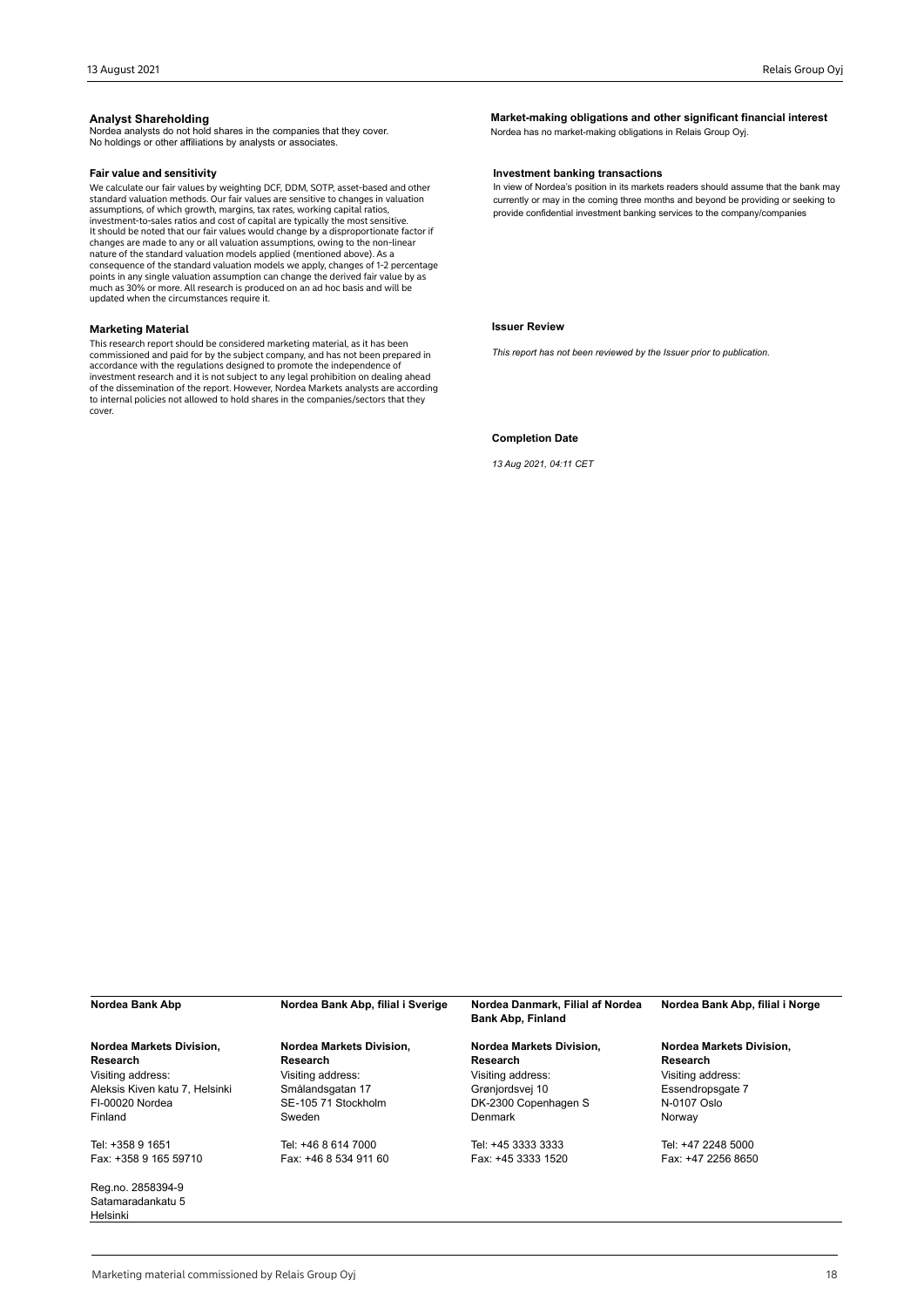### Analyst Shareholding

Nordea analysts do not hold shares in the companies that they cover.
No holdings or other affiliations by analysts or associates.

### Fair value and sensitivity

We calculate our fair values by weighting DCF, DDM, SOTP, asset-based and other standard valuation methods. Our fair values are sensitive to changes in valuation assumptions, of which growth, margins, tax rates, working capital ratios, investment-to-sales ratios and cost of capital are typically the most sensitive.
It should be noted that our fair values would change by a disproportionate factor if changes are made to any or all valuation assumptions, owing to the non-linear nature of the standard valuation models applied (mentioned above). As a consequence of the standard valuation models we apply, changes of 1-2 percentage points in any single valuation assumption can change the derived fair value by as much as 30% or more. All research is produced on an ad hoc basis and will be updated when the circumstances require it.

### Marketing Material

This research report should be considered marketing material, as it has been commissioned and paid for by the subject company, and has not been prepared in accordance with the regulations designed to promote the independence of investment research and it is not subject to any legal prohibition on dealing ahead of the dissemination of the report. However, Nordea Markets analysts are according to internal policies not allowed to hold shares in the companies/sectors that they cover.

### Market-making obligations and other significant financial interest

Nordea has no market-making obligations in Relais Group Oyj.

### Investment banking transactions

In view of Nordea's position in its markets readers should assume that the bank may currently or may in the coming three months and beyond be providing or seeking to provide confidential investment banking services to the company/companies

### Issuer Review

*This report has not been reviewed by the Issuer prior to publication.*

### Completion Date

*13 Aug 2021, 04:11 CET*

| Nordea Bank Abp | Nordea Bank Abp, filial i Sverige | Nordea Danmark, Filial af Nordea Bank Abp, Finland | Nordea Bank Abp, filial i Norge |
|---|---|---|---|
| **Nordea Markets Division, Research** | **Nordea Markets Division, Research** | **Nordea Markets Division, Research** | **Nordea Markets Division, Research** |
| Visiting address: | Visiting address: | Visiting address: | Visiting address: |
| Aleksis Kiven katu 7, Helsinki | Smålandsgatan 17 | Grønjordsvej 10 | Essendropsgate 7 |
| FI-00020 Nordea | SE-105 71 Stockholm | DK-2300 Copenhagen S | N-0107 Oslo |
| Finland | Sweden | Denmark | Norway |
| Tel: +358 9 1651 | Tel: +46 8 614 7000 | Tel: +45 3333 3333 | Tel: +47 2248 5000 |
| Fax: +358 9 165 59710 | Fax: +46 8 534 911 60 | Fax: +45 3333 1520 | Fax: +47 2256 8650 |
| Reg.no. 2858394-9 | | | |
| Satamaradankatu 5 | | | |
| Helsinki | | | |

Marketing material commissioned by Relais Group Oyj